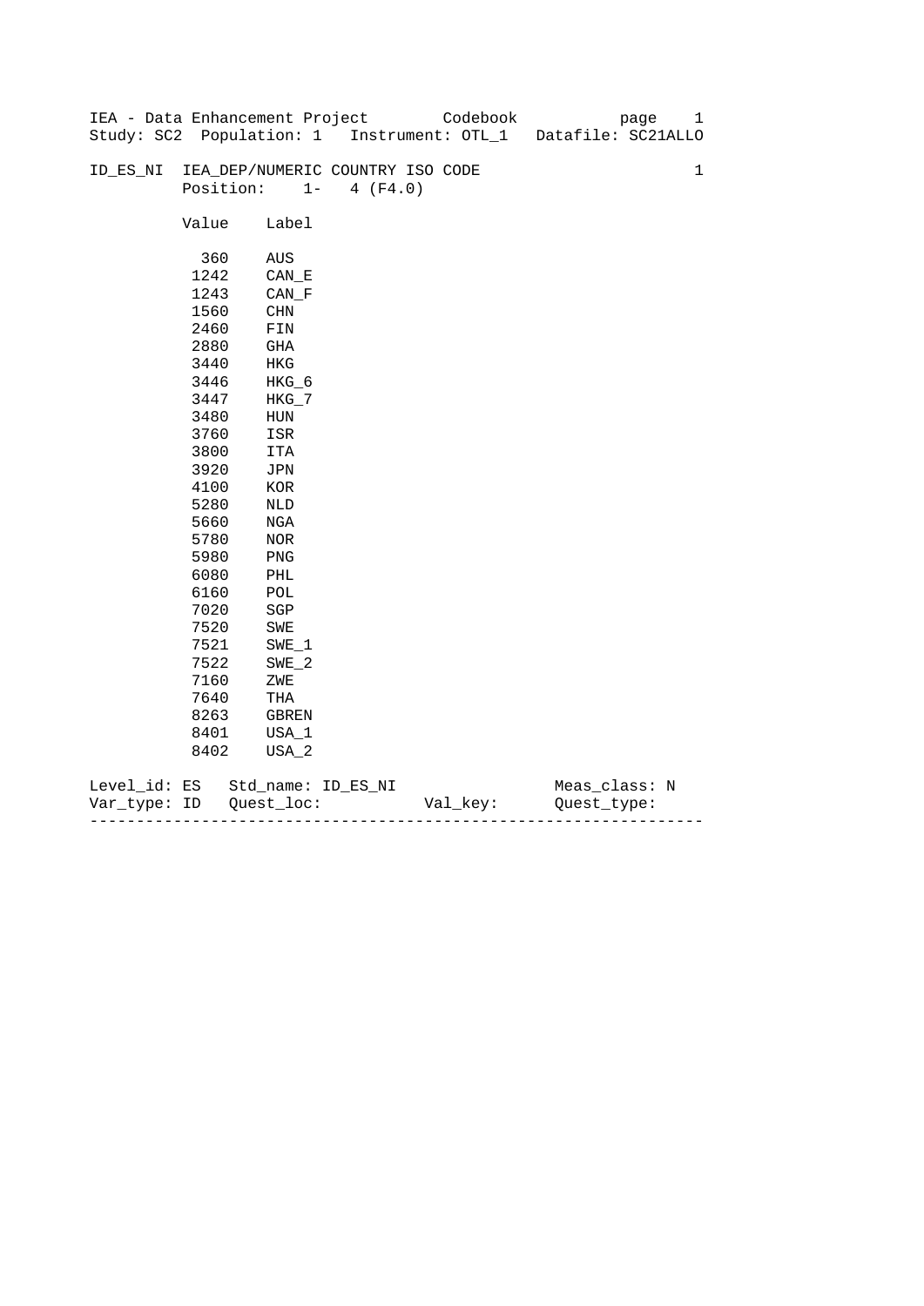IEA - Data Enhancement Project Codebook

Study: SC2 Population: 1 Instrument: OTL_1 Datafile: SC21ALLO

ID_ES_NI IEA_DEP/NUMERIC COUNTRY ISO CODE 1

Position: 1- 4 (F4.0)

| Value | Label |
|---|---|
| 360 | AUS |
| 1242 | CAN_E |
| 1243 | CAN_F |
| 1560 | CHN |
| 2460 | FIN |
| 2880 | GHA |
| 3440 | HKG |
| 3446 | HKG_6 |
| 3447 | HKG_7 |
| 3480 | HUN |
| 3760 | ISR |
| 3800 | ITA |
| 3920 | JPN |
| 4100 | KOR |
| 5280 | NLD |
| 5660 | NGA |
| 5780 | NOR |
| 5980 | PNG |
| 6080 | PHL |
| 6160 | POL |
| 7020 | SGP |
| 7520 | SWE |
| 7521 | SWE_1 |
| 7522 | SWE_2 |
| 7160 | ZWE |
| 7640 | THA |
| 8263 | GBREN |
| 8401 | USA_1 |
| 8402 | USA_2 |

Level_id: ES Std_name: ID_ES_NI Meas_class: N

Var_type: ID Quest_loc: Val_key: Quest_type:

---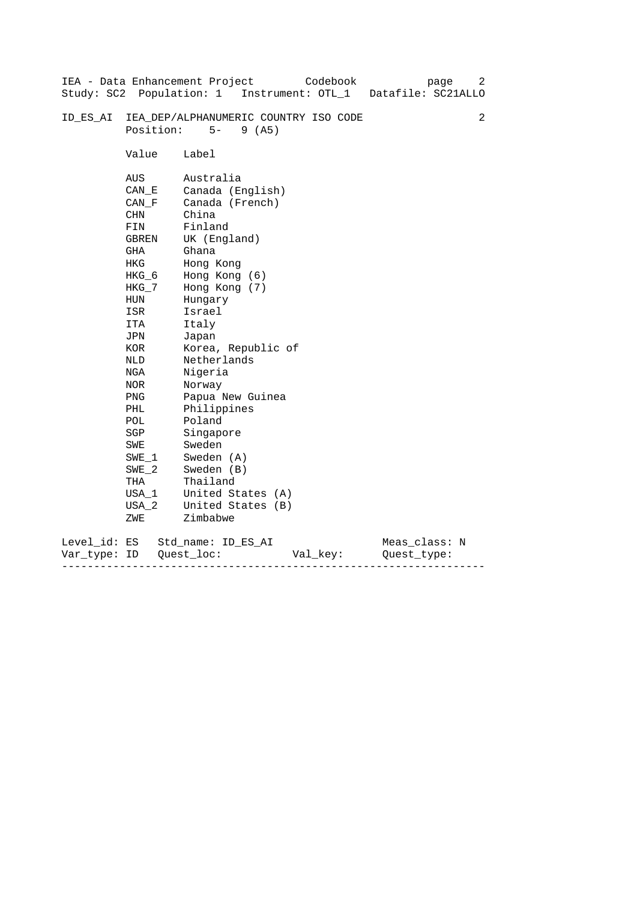ID_ES_AI  IEA_DEP/ALPHANUMERIC COUNTRY ISO CODE  2

Position: 5- 9 (A5)

| Value | Label |
|---|---|
| AUS | Australia |
| CAN_E | Canada (English) |
| CAN_F | Canada (French) |
| CHN | China |
| FIN | Finland |
| GBREN | UK (England) |
| GHA | Ghana |
| HKG | Hong Kong |
| HKG_6 | Hong Kong (6) |
| HKG_7 | Hong Kong (7) |
| HUN | Hungary |
| ISR | Israel |
| ITA | Italy |
| JPN | Japan |
| KOR | Korea, Republic of |
| NLD | Netherlands |
| NGA | Nigeria |
| NOR | Norway |
| PNG | Papua New Guinea |
| PHL | Philippines |
| POL | Poland |
| SGP | Singapore |
| SWE | Sweden |
| SWE_1 | Sweden (A) |
| SWE_2 | Sweden (B) |
| THA | Thailand |
| USA_1 | United States (A) |
| USA_2 | United States (B) |
| ZWE | Zimbabwe |

Level_id: ES   Std_name: ID_ES_AI   Meas_class: N

Var_type: ID   Quest_loc:   Val_key:   Quest_type:

---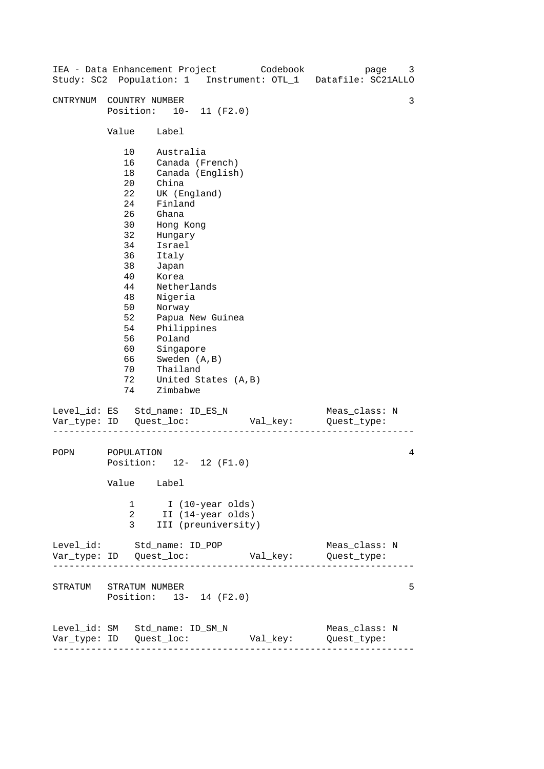CNTRYNUM COUNTRY NUMBER 3

Position: 10- 11 (F2.0)

| Value | Label |
|---|---|
| 10 | Australia |
| 16 | Canada (French) |
| 18 | Canada (English) |
| 20 | China |
| 22 | UK (England) |
| 24 | Finland |
| 26 | Ghana |
| 30 | Hong Kong |
| 32 | Hungary |
| 34 | Israel |
| 36 | Italy |
| 38 | Japan |
| 40 | Korea |
| 44 | Netherlands |
| 48 | Nigeria |
| 50 | Norway |
| 52 | Papua New Guinea |
| 54 | Philippines |
| 56 | Poland |
| 60 | Singapore |
| 66 | Sweden (A,B) |
| 70 | Thailand |
| 72 | United States (A,B) |
| 74 | Zimbabwe |

```
Level_id: ES   Std_name: ID_ES_N                  Meas_class: N
Var_type: ID   Quest_loc:           Val_key:      Quest_type:
```

---

POPN POPULATION 4

Position: 12- 12 (F1.0)

| Value | Label |
|---|---|
| 1 | I (10-year olds) |
| 2 | II (14-year olds) |
| 3 | III (preuniversity) |

```
Level_id:      Std_name: ID_POP                   Meas_class: N
Var_type: ID   Quest_loc:           Val_key:      Quest_type:
```

---

STRATUM STRATUM NUMBER 5

Position: 13- 14 (F2.0)

```
Level_id: SM   Std_name: ID_SM_N                  Meas_class: N
Var_type: ID   Quest_loc:           Val_key:      Quest_type:
```

---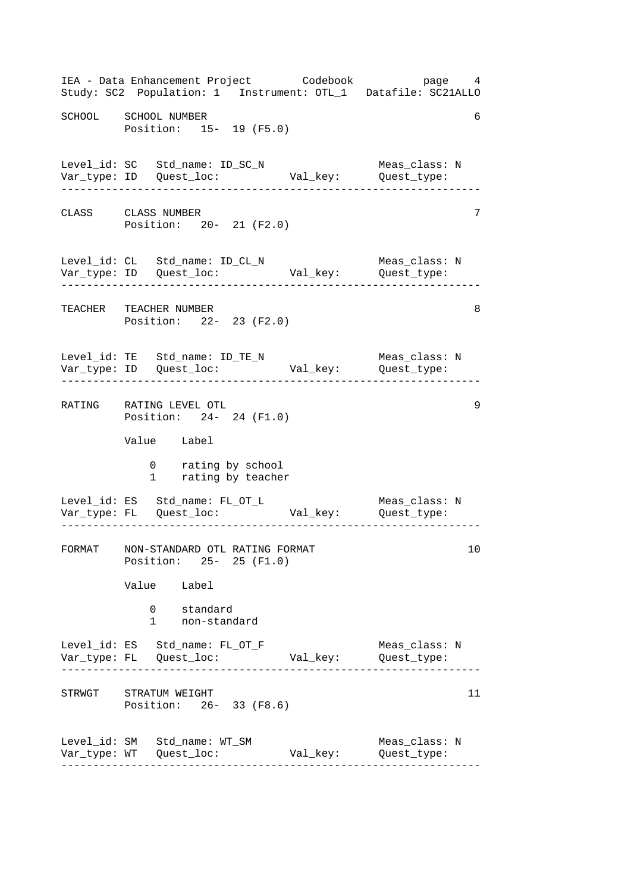```
SCHOOL    SCHOOL NUMBER                                          6
          Position:   15-  19 (F5.0)


Level_id: SC   Std_name: ID_SC_N                  Meas_class: N
Var_type: ID   Quest_loc:          Val_key:       Quest_type:
-------------------------------------------------------------------

CLASS     CLASS NUMBER                                           7
          Position:   20-  21 (F2.0)


Level_id: CL   Std_name: ID_CL_N                  Meas_class: N
Var_type: ID   Quest_loc:          Val_key:       Quest_type:
-------------------------------------------------------------------

TEACHER   TEACHER NUMBER                                         8
          Position:   22-  23 (F2.0)


Level_id: TE   Std_name: ID_TE_N                  Meas_class: N
Var_type: ID   Quest_loc:          Val_key:       Quest_type:
-------------------------------------------------------------------

RATING    RATING LEVEL OTL                                       9
          Position:   24-  24 (F1.0)

          Value    Label

              0    rating by school
              1    rating by teacher

Level_id: ES   Std_name: FL_OT_L                  Meas_class: N
Var_type: FL   Quest_loc:          Val_key:       Quest_type:
-------------------------------------------------------------------

FORMAT    NON-STANDARD OTL RATING FORMAT                        10
          Position:   25-  25 (F1.0)

          Value    Label

              0    standard
              1    non-standard

Level_id: ES   Std_name: FL_OT_F                  Meas_class: N
Var_type: FL   Quest_loc:          Val_key:       Quest_type:
-------------------------------------------------------------------

STRWGT    STRATUM WEIGHT                                        11
          Position:   26-  33 (F8.6)


Level_id: SM   Std_name: WT_SM                    Meas_class: N
Var_type: WT   Quest_loc:          Val_key:       Quest_type:
-------------------------------------------------------------------
```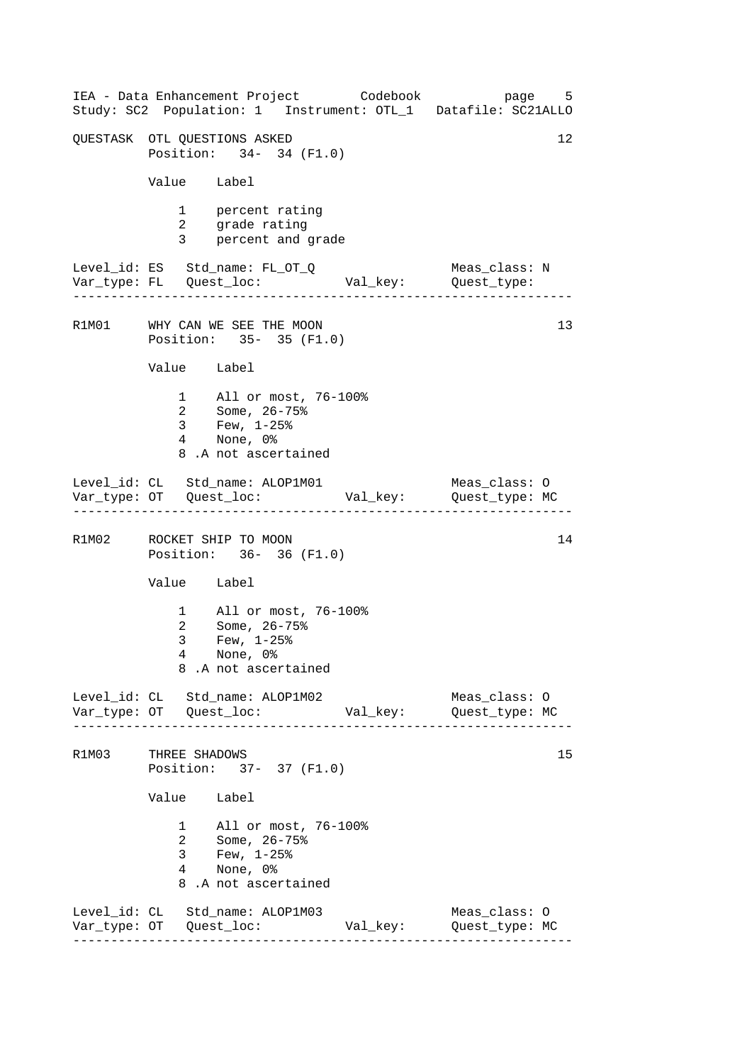```
QUESTASK  OTL QUESTIONS ASKED                                      12
          Position:   34-  34 (F1.0)

          Value    Label

              1    percent rating
              2    grade rating
              3    percent and grade

Level_id: ES   Std_name: FL_OT_Q                  Meas_class: N
Var_type: FL   Quest_loc:           Val_key:      Quest_type:
-------------------------------------------------------------------

R1M01     WHY CAN WE SEE THE MOON                                  13
          Position:   35-  35 (F1.0)

          Value    Label

              1    All or most, 76-100%
              2    Some, 26-75%
              3    Few, 1-25%
              4    None, 0%
              8 .A not ascertained

Level_id: CL   Std_name: ALOP1M01                 Meas_class: O
Var_type: OT   Quest_loc:           Val_key:      Quest_type: MC
-------------------------------------------------------------------

R1M02     ROCKET SHIP TO MOON                                      14
          Position:   36-  36 (F1.0)

          Value    Label

              1    All or most, 76-100%
              2    Some, 26-75%
              3    Few, 1-25%
              4    None, 0%
              8 .A not ascertained

Level_id: CL   Std_name: ALOP1M02                 Meas_class: O
Var_type: OT   Quest_loc:           Val_key:      Quest_type: MC
-------------------------------------------------------------------

R1M03     THREE SHADOWS                                            15
          Position:   37-  37 (F1.0)

          Value    Label

              1    All or most, 76-100%
              2    Some, 26-75%
              3    Few, 1-25%
              4    None, 0%
              8 .A not ascertained

Level_id: CL   Std_name: ALOP1M03                 Meas_class: O
Var_type: OT   Quest_loc:           Val_key:      Quest_type: MC
-------------------------------------------------------------------
```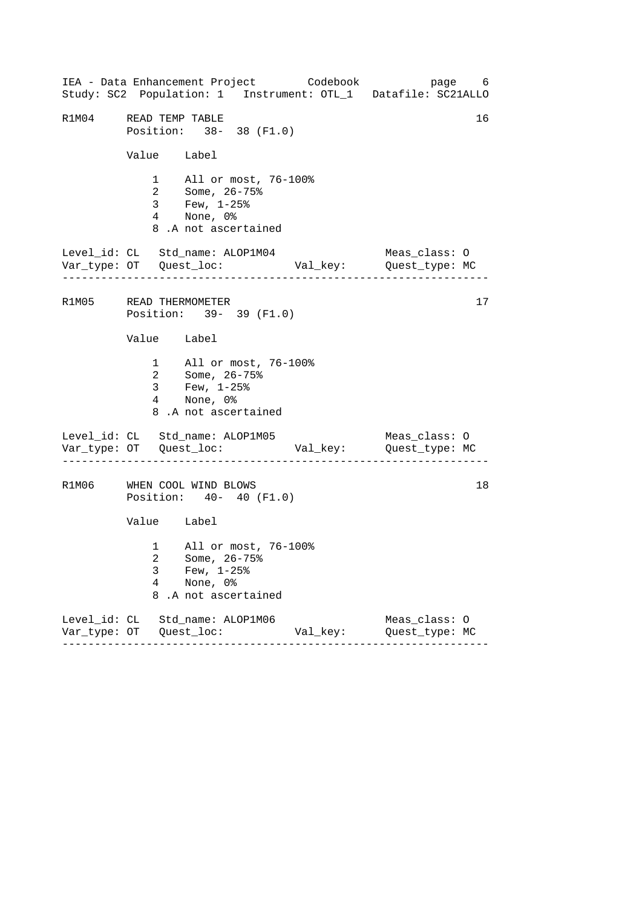R1M04 READ TEMP TABLE 16
Position: 38- 38 (F1.0)

| Value | Label |
| --- | --- |
| 1 | All or most, 76-100% |
| 2 | Some, 26-75% |
| 3 | Few, 1-25% |
| 4 | None, 0% |
| 8 | .A not ascertained |

Level_id: CL Std_name: ALOP1M04 Meas_class: O
Var_type: OT Quest_loc: Val_key: Quest_type: MC

---

R1M05 READ THERMOMETER 17
Position: 39- 39 (F1.0)

| Value | Label |
| --- | --- |
| 1 | All or most, 76-100% |
| 2 | Some, 26-75% |
| 3 | Few, 1-25% |
| 4 | None, 0% |
| 8 | .A not ascertained |

Level_id: CL Std_name: ALOP1M05 Meas_class: O
Var_type: OT Quest_loc: Val_key: Quest_type: MC

---

R1M06 WHEN COOL WIND BLOWS 18
Position: 40- 40 (F1.0)

| Value | Label |
| --- | --- |
| 1 | All or most, 76-100% |
| 2 | Some, 26-75% |
| 3 | Few, 1-25% |
| 4 | None, 0% |
| 8 | .A not ascertained |

Level_id: CL Std_name: ALOP1M06 Meas_class: O
Var_type: OT Quest_loc: Val_key: Quest_type: MC

---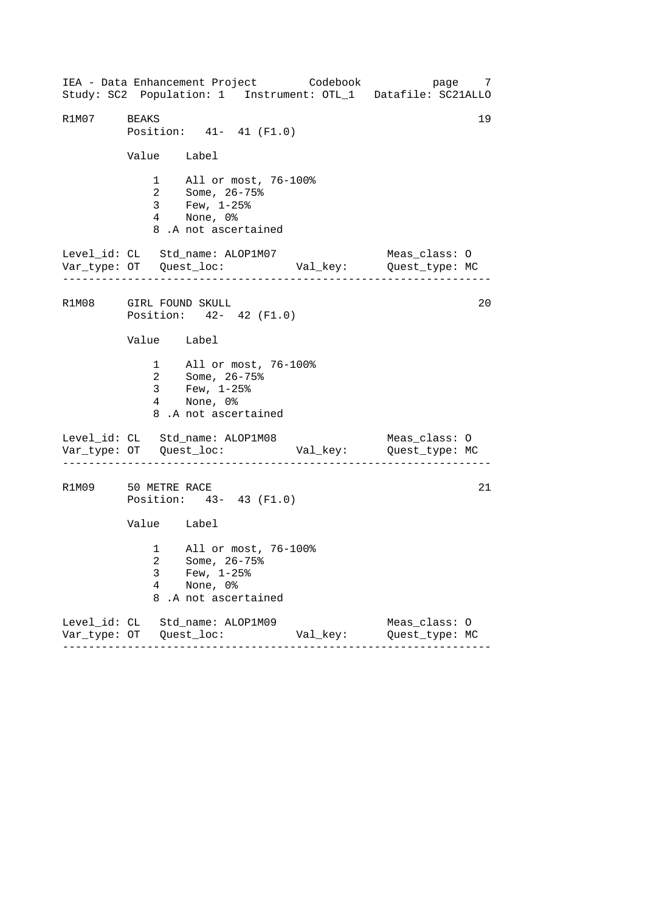R1M07 BEAKS 19
Position: 41- 41 (F1.0)

| Value | Label |
|---|---|
| 1 | All or most, 76-100% |
| 2 | Some, 26-75% |
| 3 | Few, 1-25% |
| 4 | None, 0% |
| 8 | .A not ascertained |

Level_id: CL Std_name: ALOP1M07 Meas_class: O
Var_type: OT Quest_loc: Val_key: Quest_type: MC

---

R1M08 GIRL FOUND SKULL 20
Position: 42- 42 (F1.0)

| Value | Label |
|---|---|
| 1 | All or most, 76-100% |
| 2 | Some, 26-75% |
| 3 | Few, 1-25% |
| 4 | None, 0% |
| 8 | .A not ascertained |

Level_id: CL Std_name: ALOP1M08 Meas_class: O
Var_type: OT Quest_loc: Val_key: Quest_type: MC

---

R1M09 50 METRE RACE 21
Position: 43- 43 (F1.0)

| Value | Label |
|---|---|
| 1 | All or most, 76-100% |
| 2 | Some, 26-75% |
| 3 | Few, 1-25% |
| 4 | None, 0% |
| 8 | .A not ascertained |

Level_id: CL Std_name: ALOP1M09 Meas_class: O
Var_type: OT Quest_loc: Val_key: Quest_type: MC

---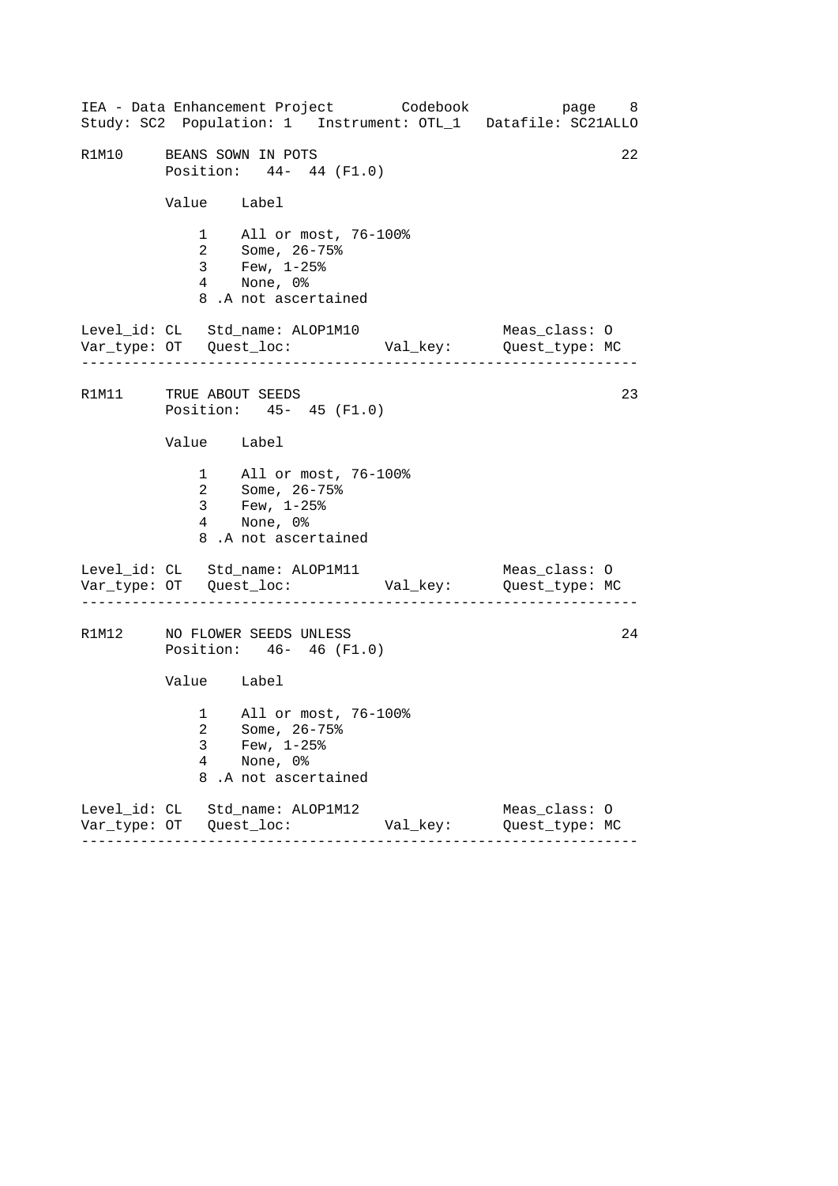R1M10 BEANS SOWN IN POTS 22
Position: 44- 44 (F1.0)

| Value | Label |
|---|---|
| 1 | All or most, 76-100% |
| 2 | Some, 26-75% |
| 3 | Few, 1-25% |
| 4 | None, 0% |
| 8 | .A not ascertained |

Level_id: CL Std_name: ALOP1M10 Meas_class: O
Var_type: OT Quest_loc: Val_key: Quest_type: MC

---

R1M11 TRUE ABOUT SEEDS 23
Position: 45- 45 (F1.0)

| Value | Label |
|---|---|
| 1 | All or most, 76-100% |
| 2 | Some, 26-75% |
| 3 | Few, 1-25% |
| 4 | None, 0% |
| 8 | .A not ascertained |

Level_id: CL Std_name: ALOP1M11 Meas_class: O
Var_type: OT Quest_loc: Val_key: Quest_type: MC

---

R1M12 NO FLOWER SEEDS UNLESS 24
Position: 46- 46 (F1.0)

| Value | Label |
|---|---|
| 1 | All or most, 76-100% |
| 2 | Some, 26-75% |
| 3 | Few, 1-25% |
| 4 | None, 0% |
| 8 | .A not ascertained |

Level_id: CL Std_name: ALOP1M12 Meas_class: O
Var_type: OT Quest_loc: Val_key: Quest_type: MC

---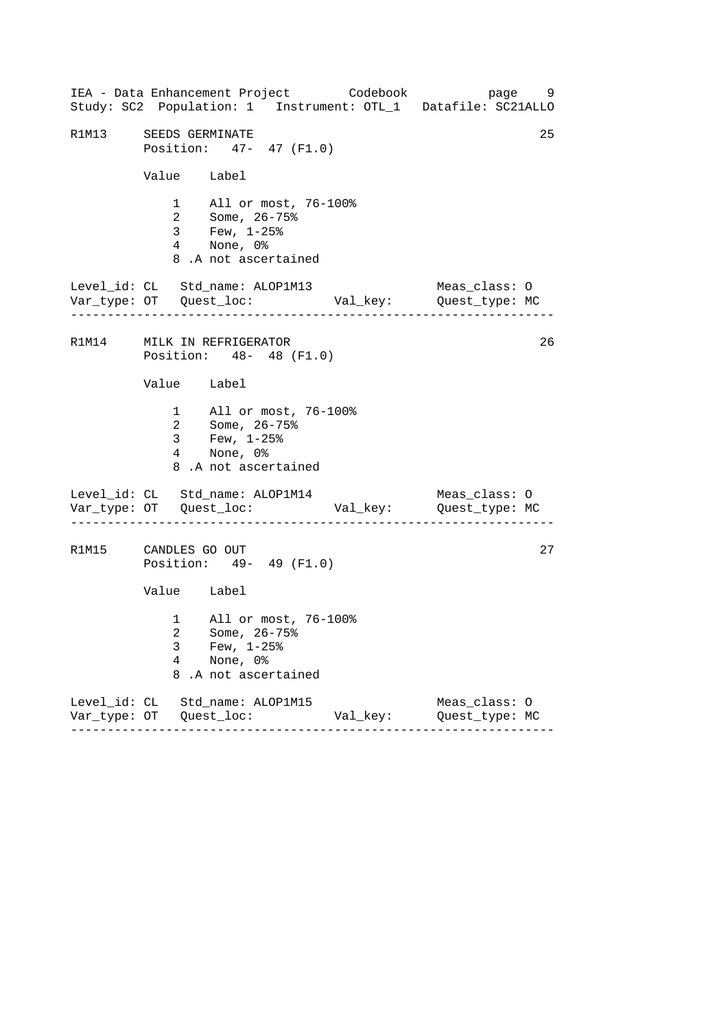R1M13 SEEDS GERMINATE 25
Position: 47- 47 (F1.0)

| Value | Label |
|---|---|
| 1 | All or most, 76-100% |
| 2 | Some, 26-75% |
| 3 | Few, 1-25% |
| 4 | None, 0% |
| 8 | .A not ascertained |

Level_id: CL Std_name: ALOP1M13 Meas_class: O
Var_type: OT Quest_loc: Val_key: Quest_type: MC

---

R1M14 MILK IN REFRIGERATOR 26
Position: 48- 48 (F1.0)

| Value | Label |
|---|---|
| 1 | All or most, 76-100% |
| 2 | Some, 26-75% |
| 3 | Few, 1-25% |
| 4 | None, 0% |
| 8 | .A not ascertained |

Level_id: CL Std_name: ALOP1M14 Meas_class: O
Var_type: OT Quest_loc: Val_key: Quest_type: MC

---

R1M15 CANDLES GO OUT 27
Position: 49- 49 (F1.0)

| Value | Label |
|---|---|
| 1 | All or most, 76-100% |
| 2 | Some, 26-75% |
| 3 | Few, 1-25% |
| 4 | None, 0% |
| 8 | .A not ascertained |

Level_id: CL Std_name: ALOP1M15 Meas_class: O
Var_type: OT Quest_loc: Val_key: Quest_type: MC

---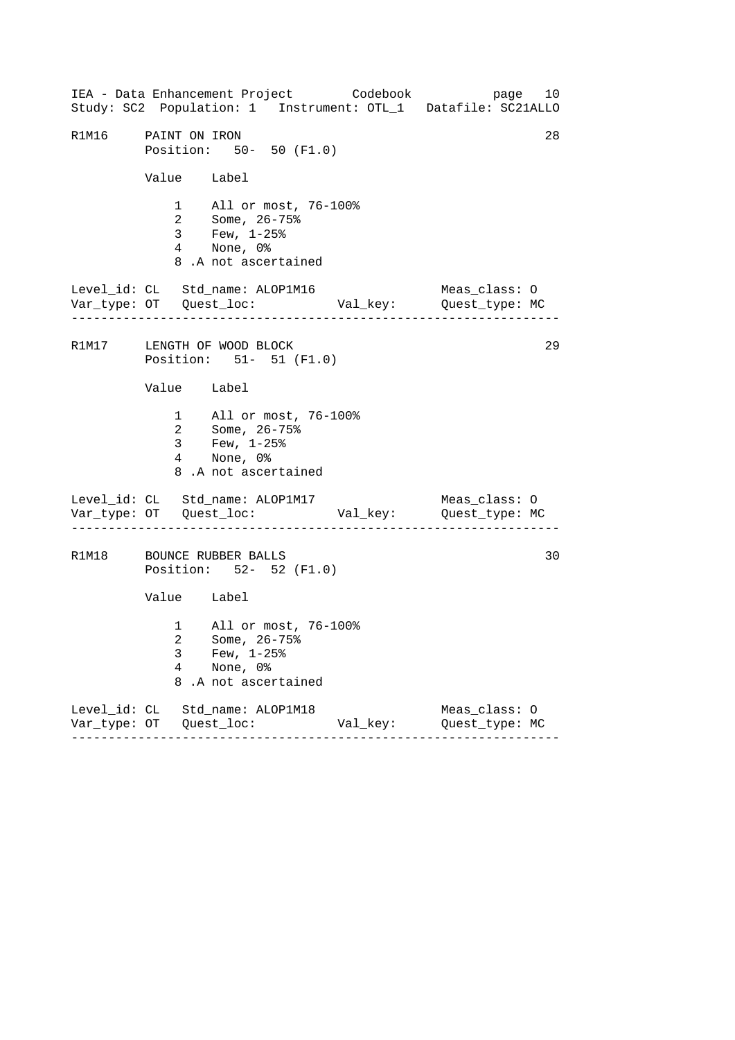IEA - Data Enhancement Project Codebook page 10
Study: SC2 Population: 1 Instrument: OTL_1 Datafile: SC21ALLO

```
R1M16     PAINT ON IRON                                            28
          Position:   50-  50 (F1.0)

          Value    Label

              1    All or most, 76-100%
              2    Some, 26-75%
              3    Few, 1-25%
              4    None, 0%
              8 .A not ascertained

Level_id: CL   Std_name: ALOP1M16                 Meas_class: O
Var_type: OT   Quest_loc:          Val_key:       Quest_type: MC
-----------------------------------------------------------------

R1M17     LENGTH OF WOOD BLOCK                                     29
          Position:   51-  51 (F1.0)

          Value    Label

              1    All or most, 76-100%
              2    Some, 26-75%
              3    Few, 1-25%
              4    None, 0%
              8 .A not ascertained

Level_id: CL   Std_name: ALOP1M17                 Meas_class: O
Var_type: OT   Quest_loc:          Val_key:       Quest_type: MC
-----------------------------------------------------------------

R1M18     BOUNCE RUBBER BALLS                                      30
          Position:   52-  52 (F1.0)

          Value    Label

              1    All or most, 76-100%
              2    Some, 26-75%
              3    Few, 1-25%
              4    None, 0%
              8 .A not ascertained

Level_id: CL   Std_name: ALOP1M18                 Meas_class: O
Var_type: OT   Quest_loc:          Val_key:       Quest_type: MC
-----------------------------------------------------------------
```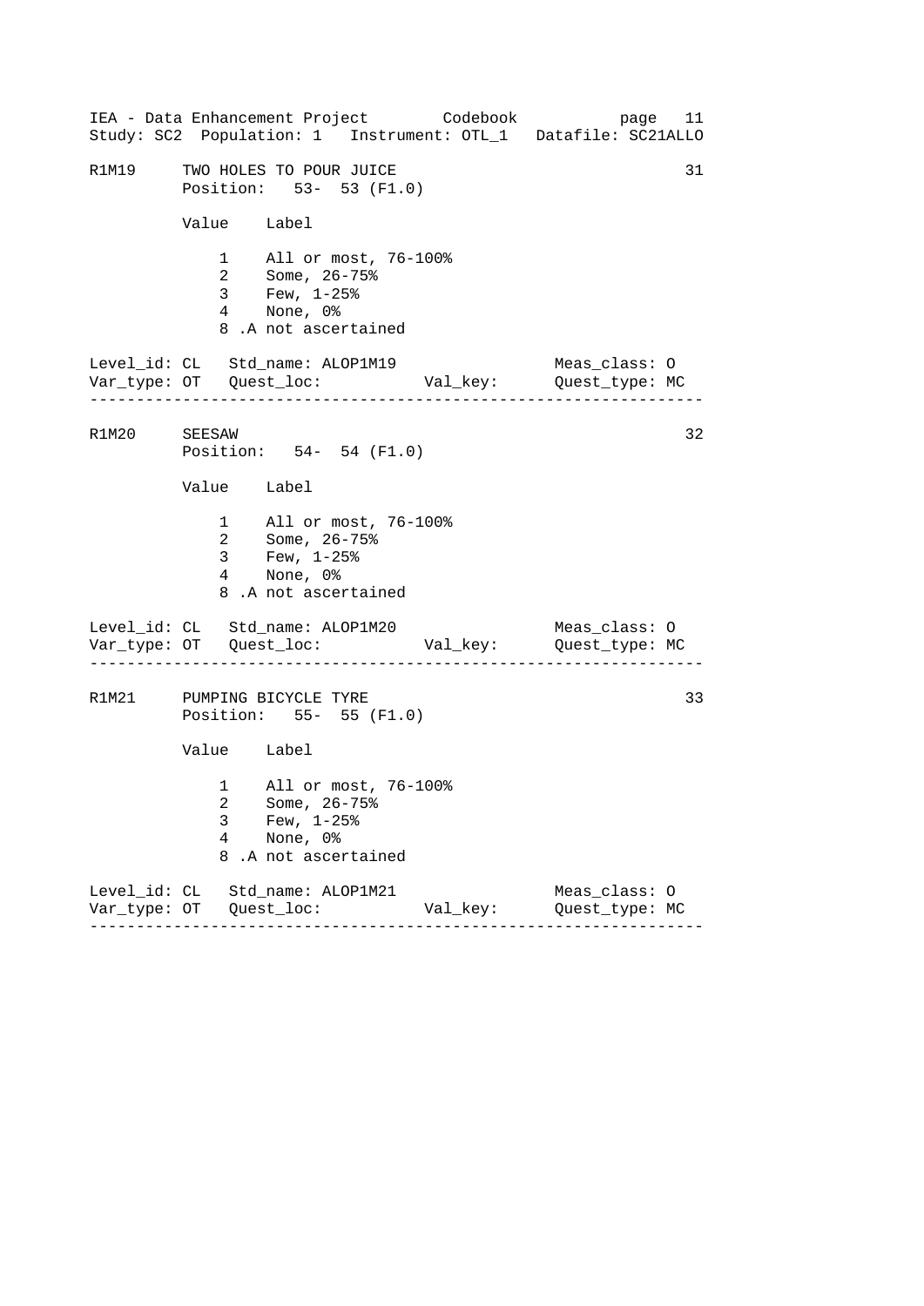## R1M19 TWO HOLES TO POUR JUICE

31

Position: 53- 53 (F1.0)

| Value | Label |
|---|---|
| 1 | All or most, 76-100% |
| 2 | Some, 26-75% |
| 3 | Few, 1-25% |
| 4 | None, 0% |
| 8 | .A not ascertained |

Level_id: CL Std_name: ALOP1M19 Meas_class: O
Var_type: OT Quest_loc: Val_key: Quest_type: MC

---

## R1M20 SEESAW

32

Position: 54- 54 (F1.0)

| Value | Label |
|---|---|
| 1 | All or most, 76-100% |
| 2 | Some, 26-75% |
| 3 | Few, 1-25% |
| 4 | None, 0% |
| 8 | .A not ascertained |

Level_id: CL Std_name: ALOP1M20 Meas_class: O
Var_type: OT Quest_loc: Val_key: Quest_type: MC

---

## R1M21 PUMPING BICYCLE TYRE

33

Position: 55- 55 (F1.0)

| Value | Label |
|---|---|
| 1 | All or most, 76-100% |
| 2 | Some, 26-75% |
| 3 | Few, 1-25% |
| 4 | None, 0% |
| 8 | .A not ascertained |

Level_id: CL Std_name: ALOP1M21 Meas_class: O
Var_type: OT Quest_loc: Val_key: Quest_type: MC

---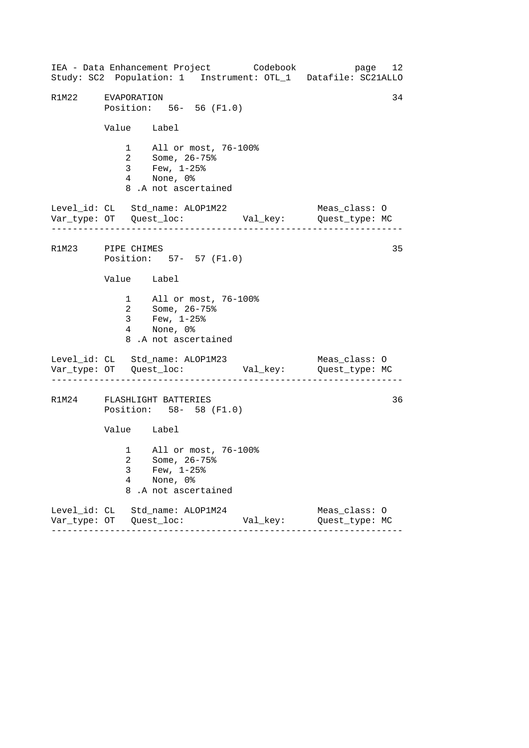R1M22 EVAPORATION 34
Position: 56- 56 (F1.0)

| Value | Label |
|---|---|
| 1 | All or most, 76-100% |
| 2 | Some, 26-75% |
| 3 | Few, 1-25% |
| 4 | None, 0% |
| 8 | .A not ascertained |

Level_id: CL Std_name: ALOP1M22 Meas_class: O
Var_type: OT Quest_loc: Val_key: Quest_type: MC

---

R1M23 PIPE CHIMES 35
Position: 57- 57 (F1.0)

| Value | Label |
|---|---|
| 1 | All or most, 76-100% |
| 2 | Some, 26-75% |
| 3 | Few, 1-25% |
| 4 | None, 0% |
| 8 | .A not ascertained |

Level_id: CL Std_name: ALOP1M23 Meas_class: O
Var_type: OT Quest_loc: Val_key: Quest_type: MC

---

R1M24 FLASHLIGHT BATTERIES 36
Position: 58- 58 (F1.0)

| Value | Label |
|---|---|
| 1 | All or most, 76-100% |
| 2 | Some, 26-75% |
| 3 | Few, 1-25% |
| 4 | None, 0% |
| 8 | .A not ascertained |

Level_id: CL Std_name: ALOP1M24 Meas_class: O
Var_type: OT Quest_loc: Val_key: Quest_type: MC

---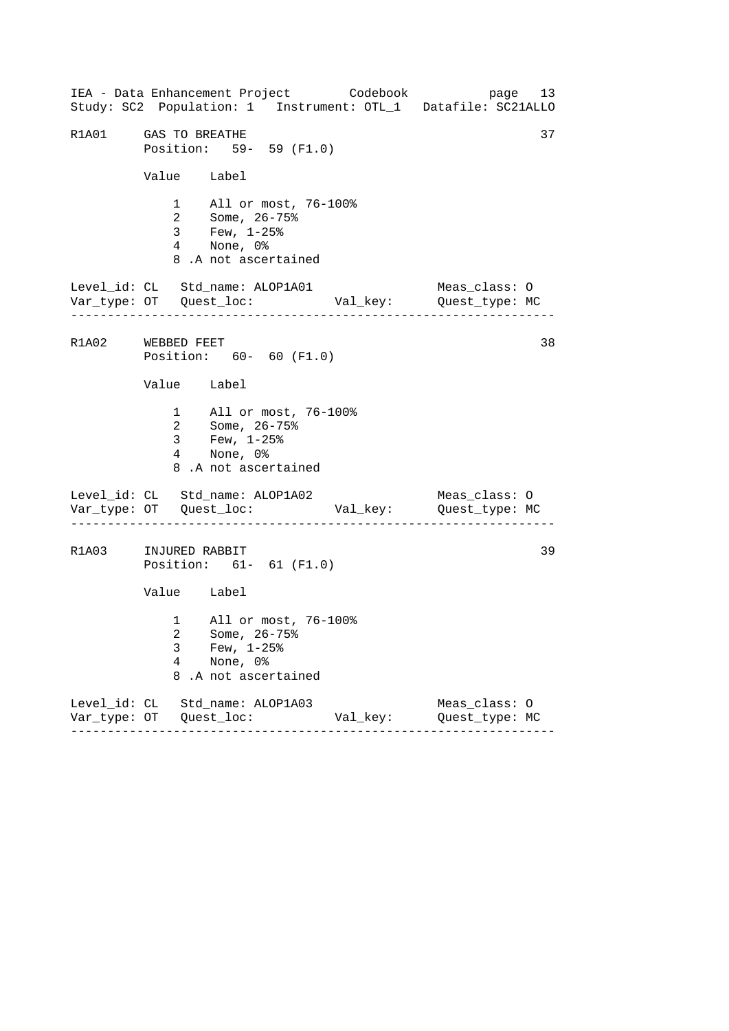R1A01 GAS TO BREATHE 37
Position: 59- 59 (F1.0)

| Value | Label |
|---|---|
| 1 | All or most, 76-100% |
| 2 | Some, 26-75% |
| 3 | Few, 1-25% |
| 4 | None, 0% |
| 8 | .A not ascertained |

Level_id: CL Std_name: ALOP1A01 Meas_class: O
Var_type: OT Quest_loc: Val_key: Quest_type: MC

---

R1A02 WEBBED FEET 38
Position: 60- 60 (F1.0)

| Value | Label |
|---|---|
| 1 | All or most, 76-100% |
| 2 | Some, 26-75% |
| 3 | Few, 1-25% |
| 4 | None, 0% |
| 8 | .A not ascertained |

Level_id: CL Std_name: ALOP1A02 Meas_class: O
Var_type: OT Quest_loc: Val_key: Quest_type: MC

---

R1A03 INJURED RABBIT 39
Position: 61- 61 (F1.0)

| Value | Label |
|---|---|
| 1 | All or most, 76-100% |
| 2 | Some, 26-75% |
| 3 | Few, 1-25% |
| 4 | None, 0% |
| 8 | .A not ascertained |

Level_id: CL Std_name: ALOP1A03 Meas_class: O
Var_type: OT Quest_loc: Val_key: Quest_type: MC

---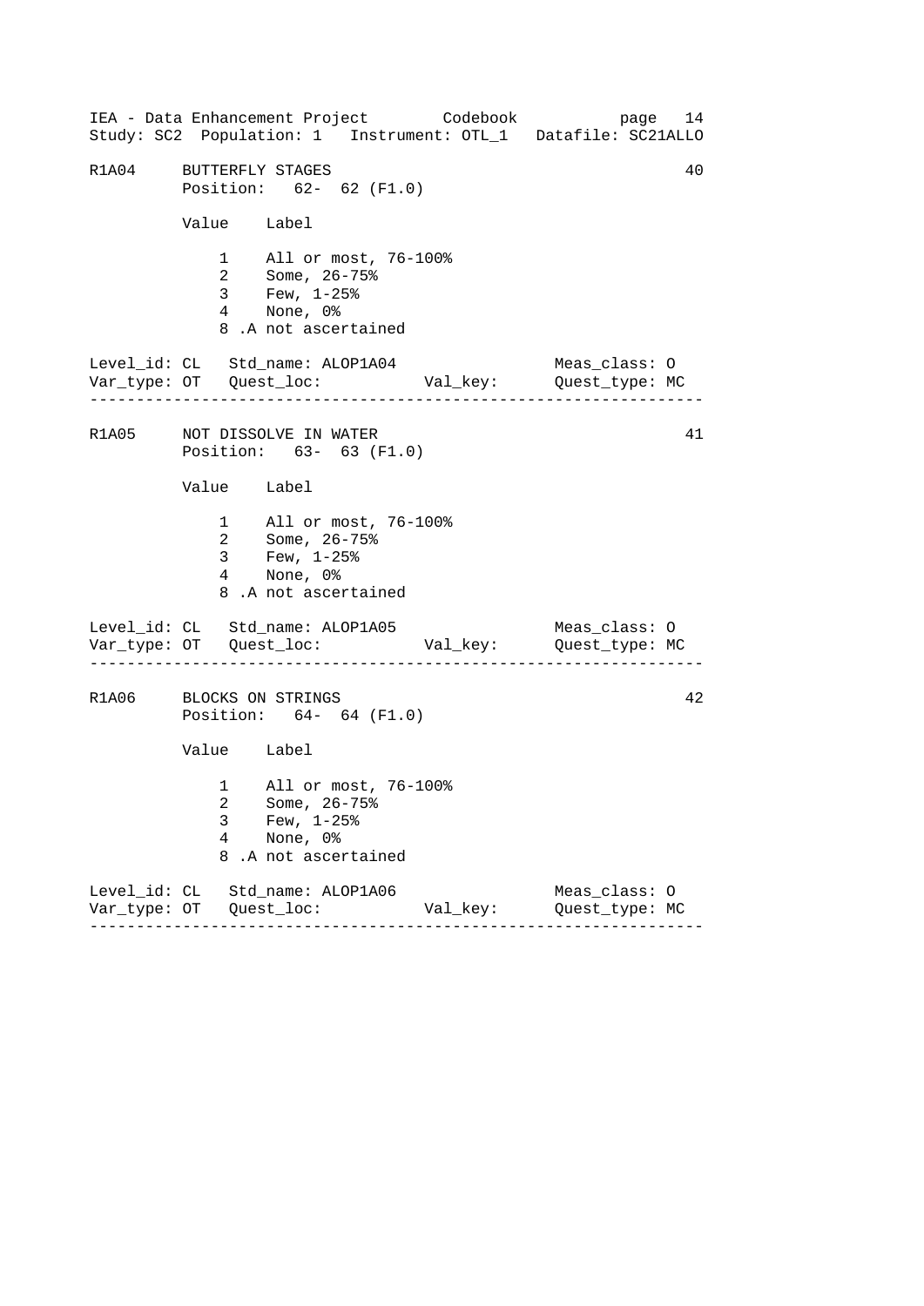R1A04 BUTTERFLY STAGES 40
Position: 62- 62 (F1.0)

| Value | Label |
|---|---|
| 1 | All or most, 76-100% |
| 2 | Some, 26-75% |
| 3 | Few, 1-25% |
| 4 | None, 0% |
| 8 | .A not ascertained |

Level_id: CL Std_name: ALOP1A04 Meas_class: O
Var_type: OT Quest_loc: Val_key: Quest_type: MC

---

R1A05 NOT DISSOLVE IN WATER 41
Position: 63- 63 (F1.0)

| Value | Label |
|---|---|
| 1 | All or most, 76-100% |
| 2 | Some, 26-75% |
| 3 | Few, 1-25% |
| 4 | None, 0% |
| 8 | .A not ascertained |

Level_id: CL Std_name: ALOP1A05 Meas_class: O
Var_type: OT Quest_loc: Val_key: Quest_type: MC

---

R1A06 BLOCKS ON STRINGS 42
Position: 64- 64 (F1.0)

| Value | Label |
|---|---|
| 1 | All or most, 76-100% |
| 2 | Some, 26-75% |
| 3 | Few, 1-25% |
| 4 | None, 0% |
| 8 | .A not ascertained |

Level_id: CL Std_name: ALOP1A06 Meas_class: O
Var_type: OT Quest_loc: Val_key: Quest_type: MC

---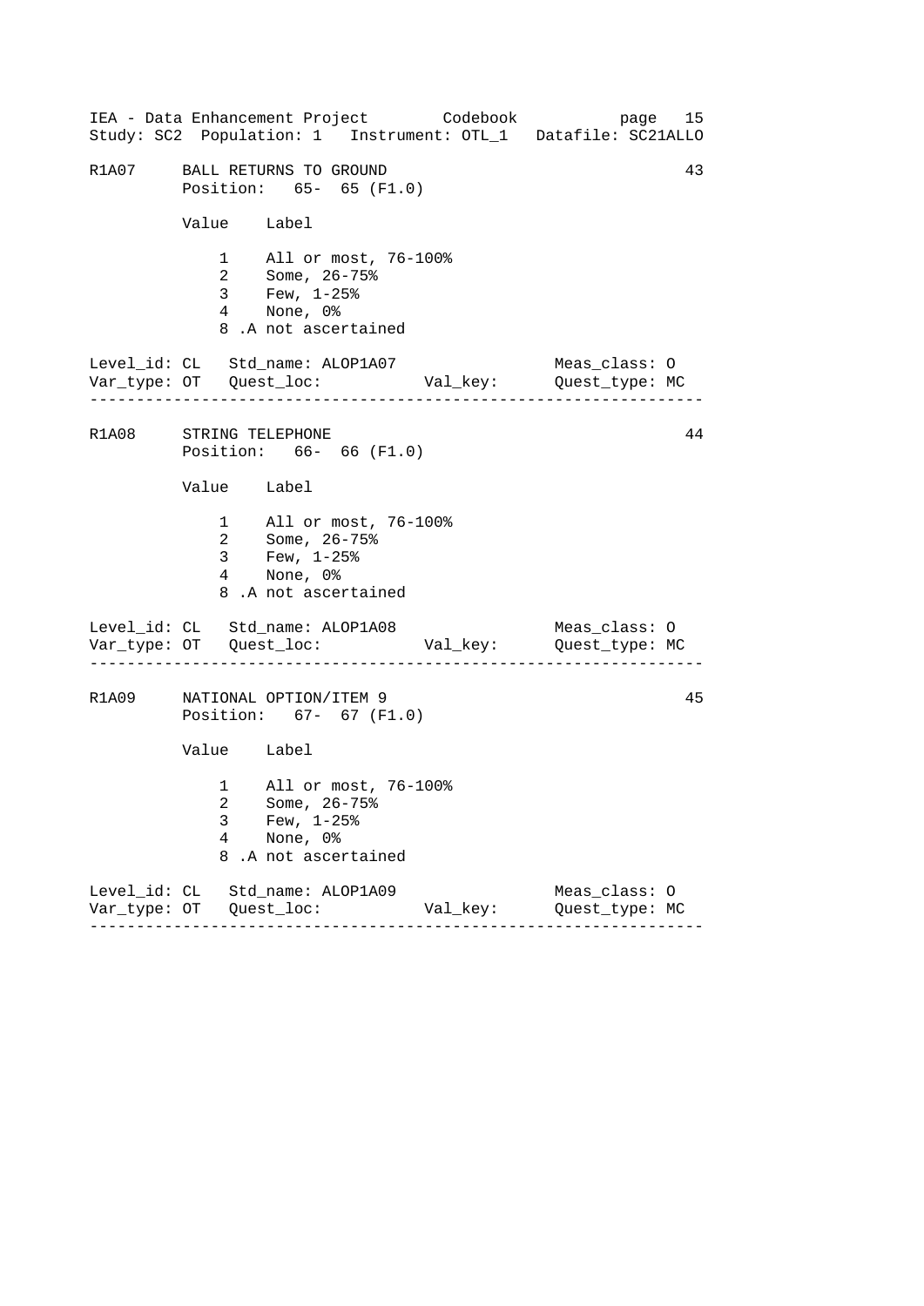R1A07 BALL RETURNS TO GROUND 43
Position: 65- 65 (F1.0)

| Value | Label |
|---|---|
| 1 | All or most, 76-100% |
| 2 | Some, 26-75% |
| 3 | Few, 1-25% |
| 4 | None, 0% |
| 8 | .A not ascertained |

Level_id: CL Std_name: ALOP1A07 Meas_class: O
Var_type: OT Quest_loc: Val_key: Quest_type: MC

---

R1A08 STRING TELEPHONE 44
Position: 66- 66 (F1.0)

| Value | Label |
|---|---|
| 1 | All or most, 76-100% |
| 2 | Some, 26-75% |
| 3 | Few, 1-25% |
| 4 | None, 0% |
| 8 | .A not ascertained |

Level_id: CL Std_name: ALOP1A08 Meas_class: O
Var_type: OT Quest_loc: Val_key: Quest_type: MC

---

R1A09 NATIONAL OPTION/ITEM 9 45
Position: 67- 67 (F1.0)

| Value | Label |
|---|---|
| 1 | All or most, 76-100% |
| 2 | Some, 26-75% |
| 3 | Few, 1-25% |
| 4 | None, 0% |
| 8 | .A not ascertained |

Level_id: CL Std_name: ALOP1A09 Meas_class: O
Var_type: OT Quest_loc: Val_key: Quest_type: MC

---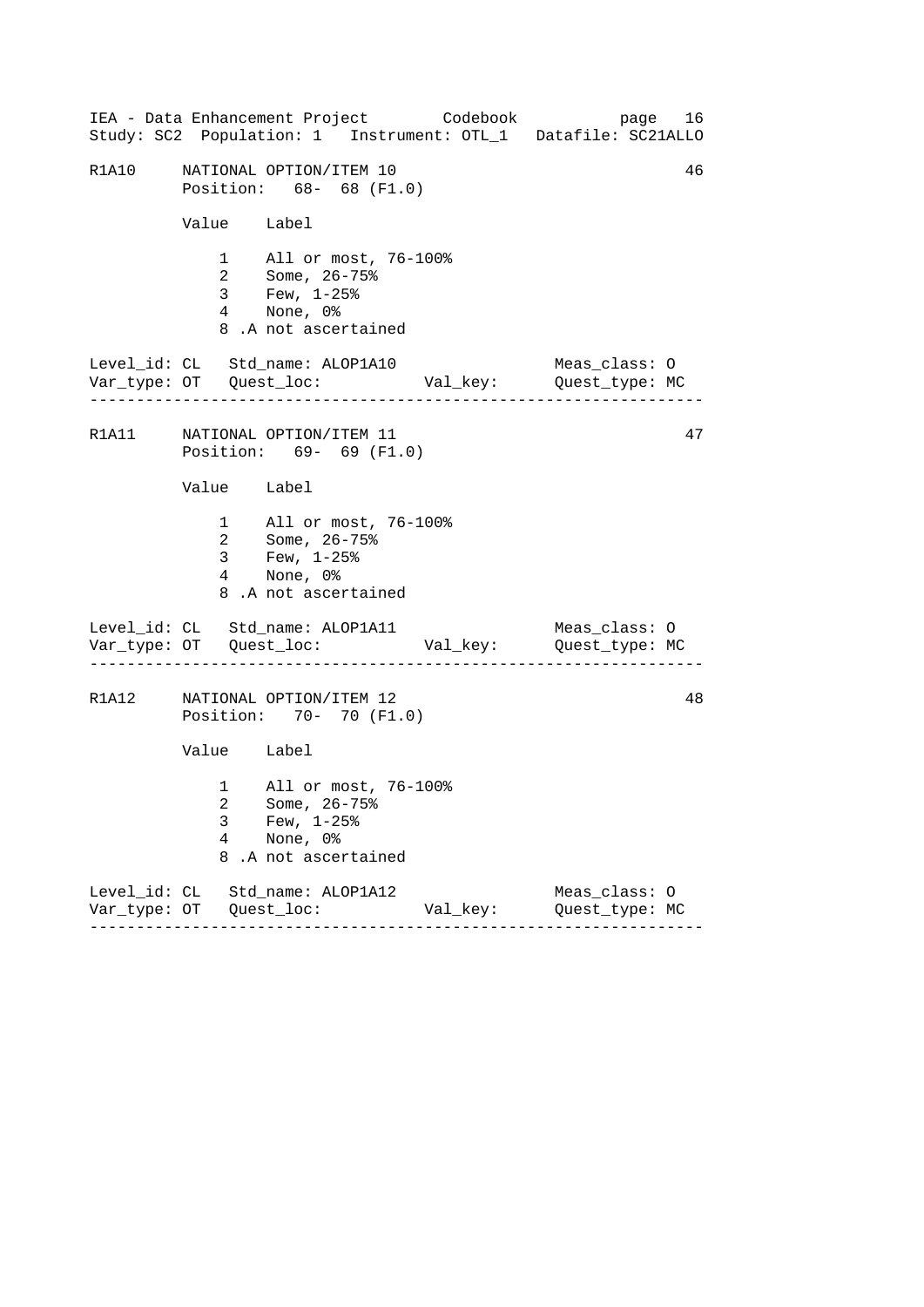R1A10     NATIONAL OPTION/ITEM 10                                        46
          Position:   68-  68 (F1.0)

          Value    Label

              1    All or most, 76-100%
              2    Some, 26-75%
              3    Few, 1-25%
              4    None, 0%
              8 .A not ascertained

Level_id: CL   Std_name: ALOP1A10                  Meas_class: O
Var_type: OT   Quest_loc:          Val_key:       Quest_type: MC

---

R1A11     NATIONAL OPTION/ITEM 11                                        47
          Position:   69-  69 (F1.0)

          Value    Label

              1    All or most, 76-100%
              2    Some, 26-75%
              3    Few, 1-25%
              4    None, 0%
              8 .A not ascertained

Level_id: CL   Std_name: ALOP1A11                  Meas_class: O
Var_type: OT   Quest_loc:          Val_key:       Quest_type: MC

---

R1A12     NATIONAL OPTION/ITEM 12                                        48
          Position:   70-  70 (F1.0)

          Value    Label

              1    All or most, 76-100%
              2    Some, 26-75%
              3    Few, 1-25%
              4    None, 0%
              8 .A not ascertained

Level_id: CL   Std_name: ALOP1A12                  Meas_class: O
Var_type: OT   Quest_loc:          Val_key:       Quest_type: MC

---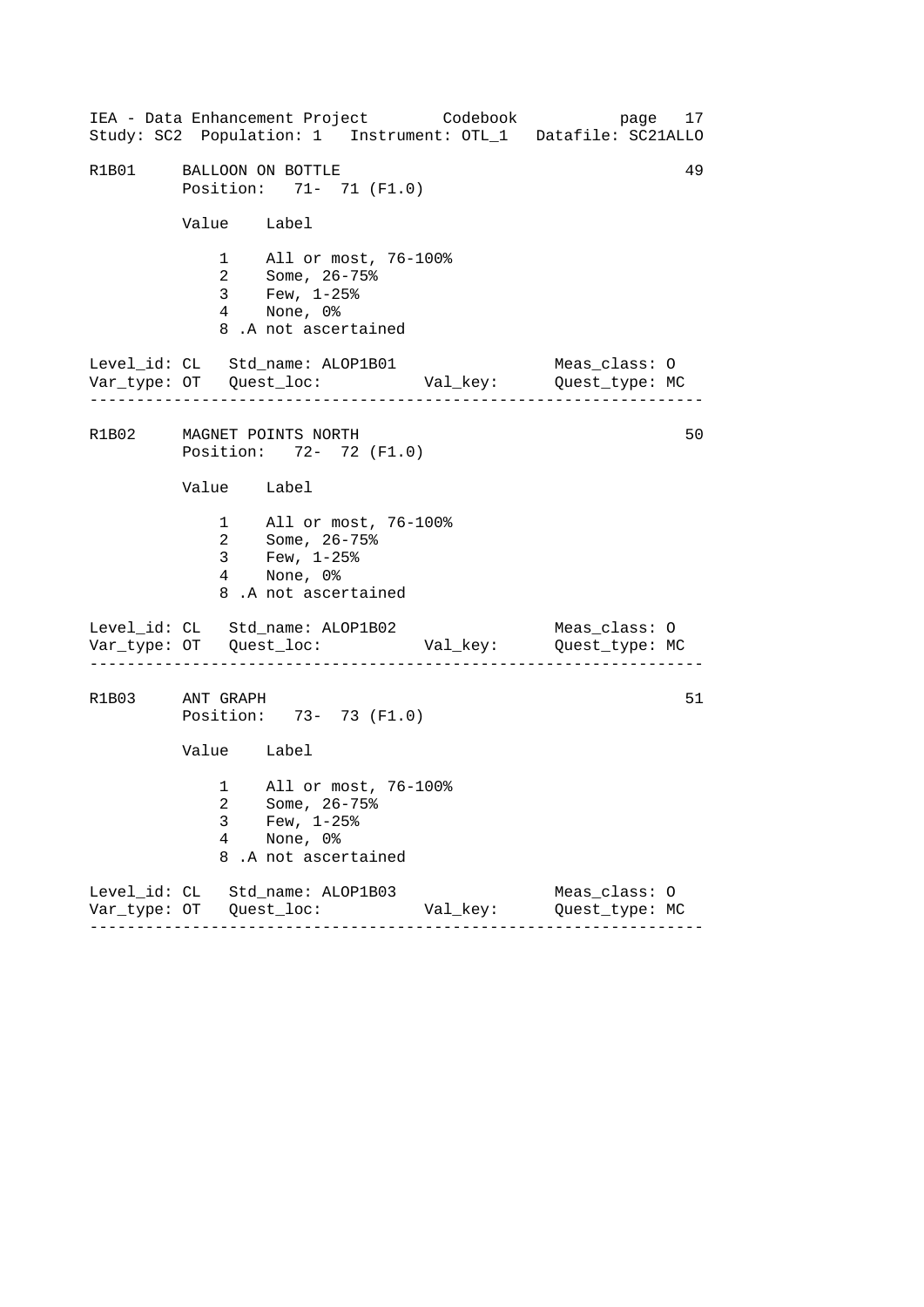```
R1B01     BALLOON ON BOTTLE                                       49
          Position:   71-  71 (F1.0)

          Value    Label

              1    All or most, 76-100%
              2    Some, 26-75%
              3    Few, 1-25%
              4    None, 0%
              8 .A not ascertained

Level_id: CL   Std_name: ALOP1B01                  Meas_class: O
Var_type: OT   Quest_loc:           Val_key:       Quest_type: MC
-----------------------------------------------------------------

R1B02     MAGNET POINTS NORTH                                     50
          Position:   72-  72 (F1.0)

          Value    Label

              1    All or most, 76-100%
              2    Some, 26-75%
              3    Few, 1-25%
              4    None, 0%
              8 .A not ascertained

Level_id: CL   Std_name: ALOP1B02                  Meas_class: O
Var_type: OT   Quest_loc:           Val_key:       Quest_type: MC
-----------------------------------------------------------------

R1B03     ANT GRAPH                                               51
          Position:   73-  73 (F1.0)

          Value    Label

              1    All or most, 76-100%
              2    Some, 26-75%
              3    Few, 1-25%
              4    None, 0%
              8 .A not ascertained

Level_id: CL   Std_name: ALOP1B03                  Meas_class: O
Var_type: OT   Quest_loc:           Val_key:       Quest_type: MC
-----------------------------------------------------------------
```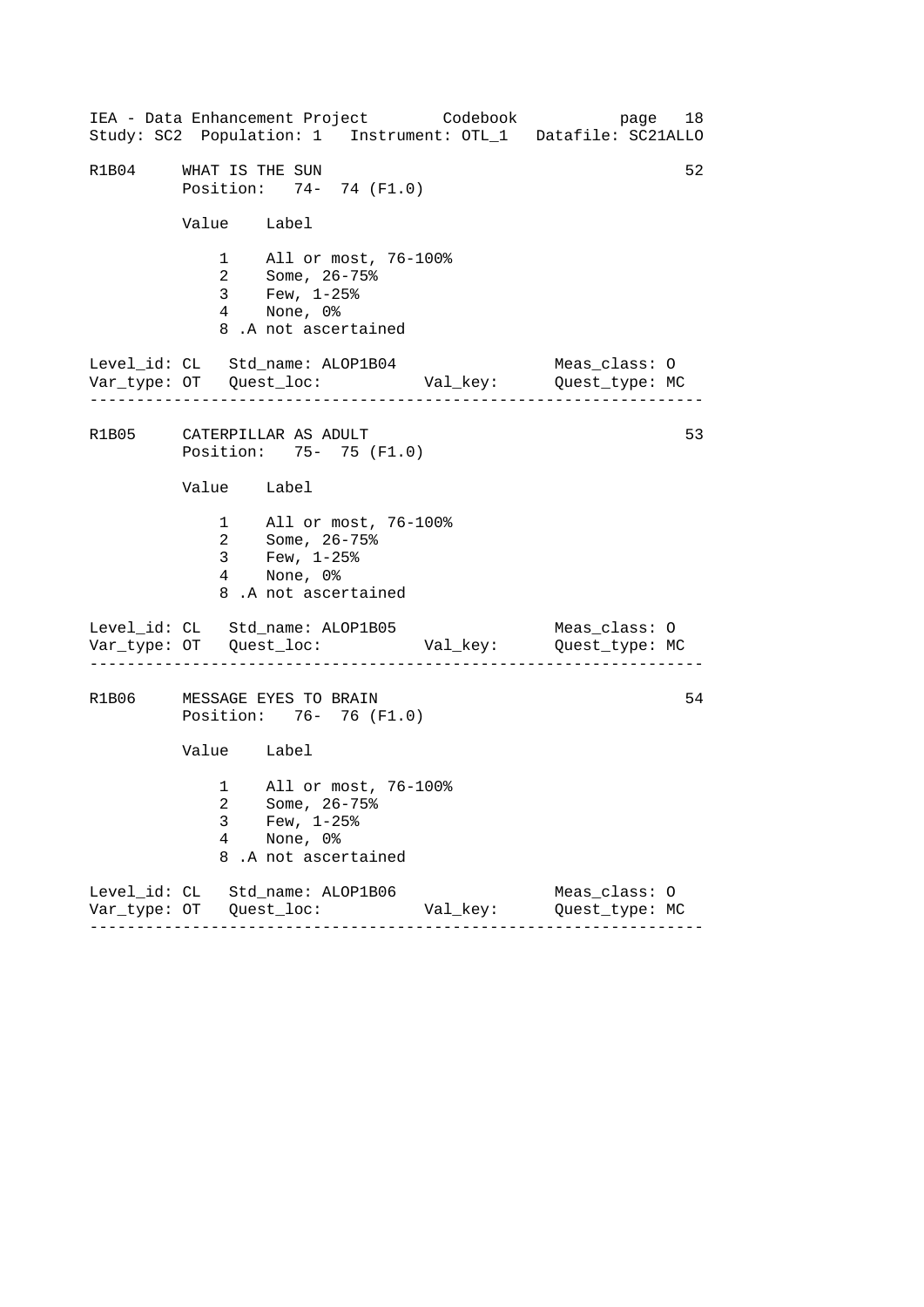R1B04     WHAT IS THE SUN                                          52
          Position:   74-  74 (F1.0)

| Value | Label |
|---|---|
| 1 | All or most, 76-100% |
| 2 | Some, 26-75% |
| 3 | Few, 1-25% |
| 4 | None, 0% |
| 8 | .A not ascertained |

Level_id: CL   Std_name: ALOP1B04                    Meas_class: O
Var_type: OT   Quest_loc:            Val_key:        Quest_type: MC

---

R1B05     CATERPILLAR AS ADULT                                     53
          Position:   75-  75 (F1.0)

| Value | Label |
|---|---|
| 1 | All or most, 76-100% |
| 2 | Some, 26-75% |
| 3 | Few, 1-25% |
| 4 | None, 0% |
| 8 | .A not ascertained |

Level_id: CL   Std_name: ALOP1B05                    Meas_class: O
Var_type: OT   Quest_loc:            Val_key:        Quest_type: MC

---

R1B06     MESSAGE EYES TO BRAIN                                    54
          Position:   76-  76 (F1.0)

| Value | Label |
|---|---|
| 1 | All or most, 76-100% |
| 2 | Some, 26-75% |
| 3 | Few, 1-25% |
| 4 | None, 0% |
| 8 | .A not ascertained |

Level_id: CL   Std_name: ALOP1B06                    Meas_class: O
Var_type: OT   Quest_loc:            Val_key:        Quest_type: MC

---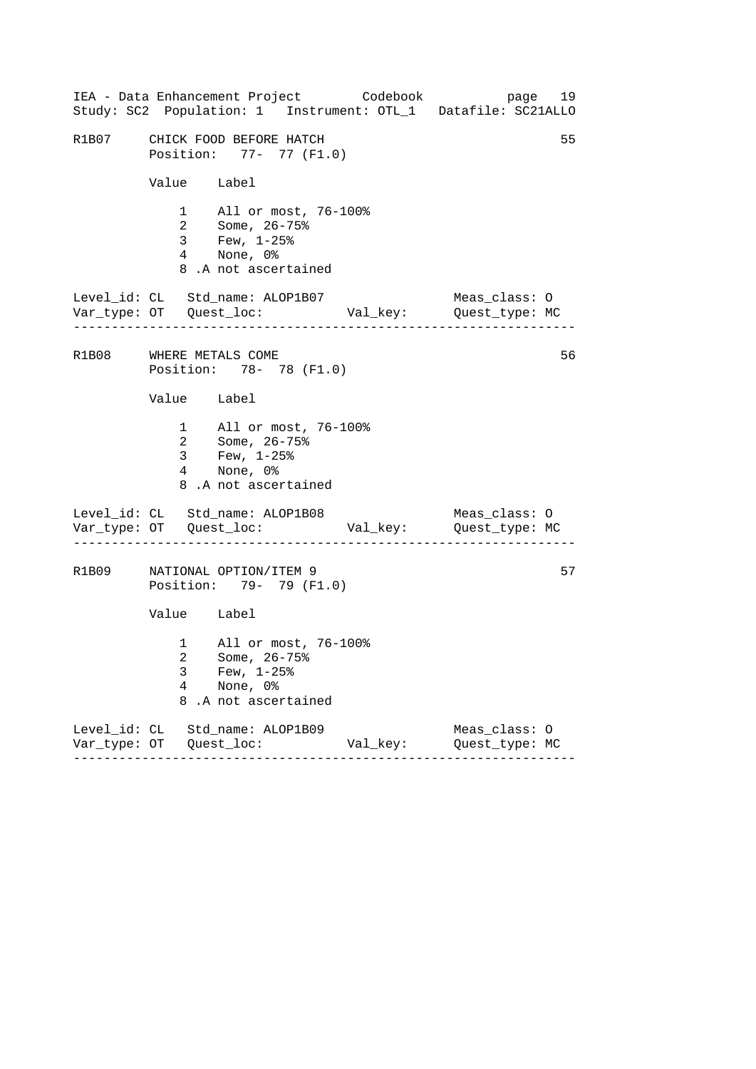R1B07 CHICK FOOD BEFORE HATCH 55
Position: 77- 77 (F1.0)

| Value | Label |
|---|---|
| 1 | All or most, 76-100% |
| 2 | Some, 26-75% |
| 3 | Few, 1-25% |
| 4 | None, 0% |
| 8 | .A not ascertained |

Level_id: CL Std_name: ALOP1B07 Meas_class: O
Var_type: OT Quest_loc: Val_key: Quest_type: MC

---

R1B08 WHERE METALS COME 56
Position: 78- 78 (F1.0)

| Value | Label |
|---|---|
| 1 | All or most, 76-100% |
| 2 | Some, 26-75% |
| 3 | Few, 1-25% |
| 4 | None, 0% |
| 8 | .A not ascertained |

Level_id: CL Std_name: ALOP1B08 Meas_class: O
Var_type: OT Quest_loc: Val_key: Quest_type: MC

---

R1B09 NATIONAL OPTION/ITEM 9 57
Position: 79- 79 (F1.0)

| Value | Label |
|---|---|
| 1 | All or most, 76-100% |
| 2 | Some, 26-75% |
| 3 | Few, 1-25% |
| 4 | None, 0% |
| 8 | .A not ascertained |

Level_id: CL Std_name: ALOP1B09 Meas_class: O
Var_type: OT Quest_loc: Val_key: Quest_type: MC

---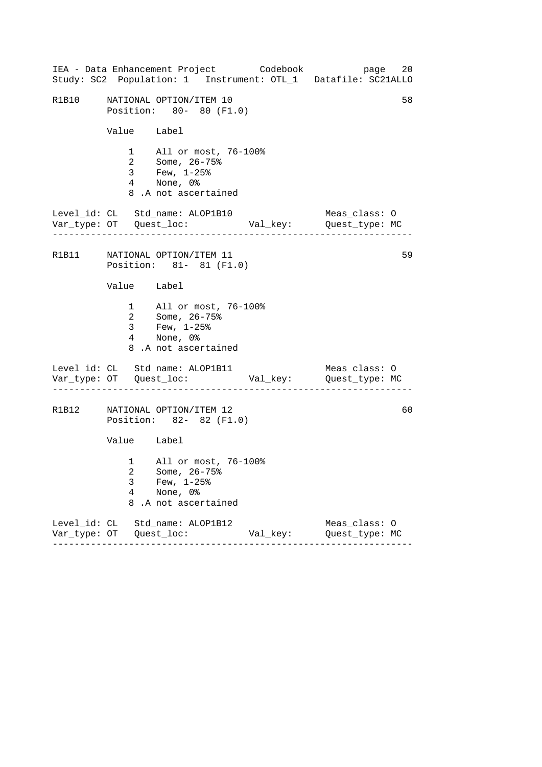R1B10 NATIONAL OPTION/ITEM 10 58

Position: 80- 80 (F1.0)

| Value | Label |
|---|---|
| 1 | All or most, 76-100% |
| 2 | Some, 26-75% |
| 3 | Few, 1-25% |
| 4 | None, 0% |
| 8 | .A not ascertained |

Level_id: CL Std_name: ALOP1B10 Meas_class: O
Var_type: OT Quest_loc: Val_key: Quest_type: MC

---

R1B11 NATIONAL OPTION/ITEM 11 59

Position: 81- 81 (F1.0)

| Value | Label |
|---|---|
| 1 | All or most, 76-100% |
| 2 | Some, 26-75% |
| 3 | Few, 1-25% |
| 4 | None, 0% |
| 8 | .A not ascertained |

Level_id: CL Std_name: ALOP1B11 Meas_class: O
Var_type: OT Quest_loc: Val_key: Quest_type: MC

---

R1B12 NATIONAL OPTION/ITEM 12 60

Position: 82- 82 (F1.0)

| Value | Label |
|---|---|
| 1 | All or most, 76-100% |
| 2 | Some, 26-75% |
| 3 | Few, 1-25% |
| 4 | None, 0% |
| 8 | .A not ascertained |

Level_id: CL Std_name: ALOP1B12 Meas_class: O
Var_type: OT Quest_loc: Val_key: Quest_type: MC

---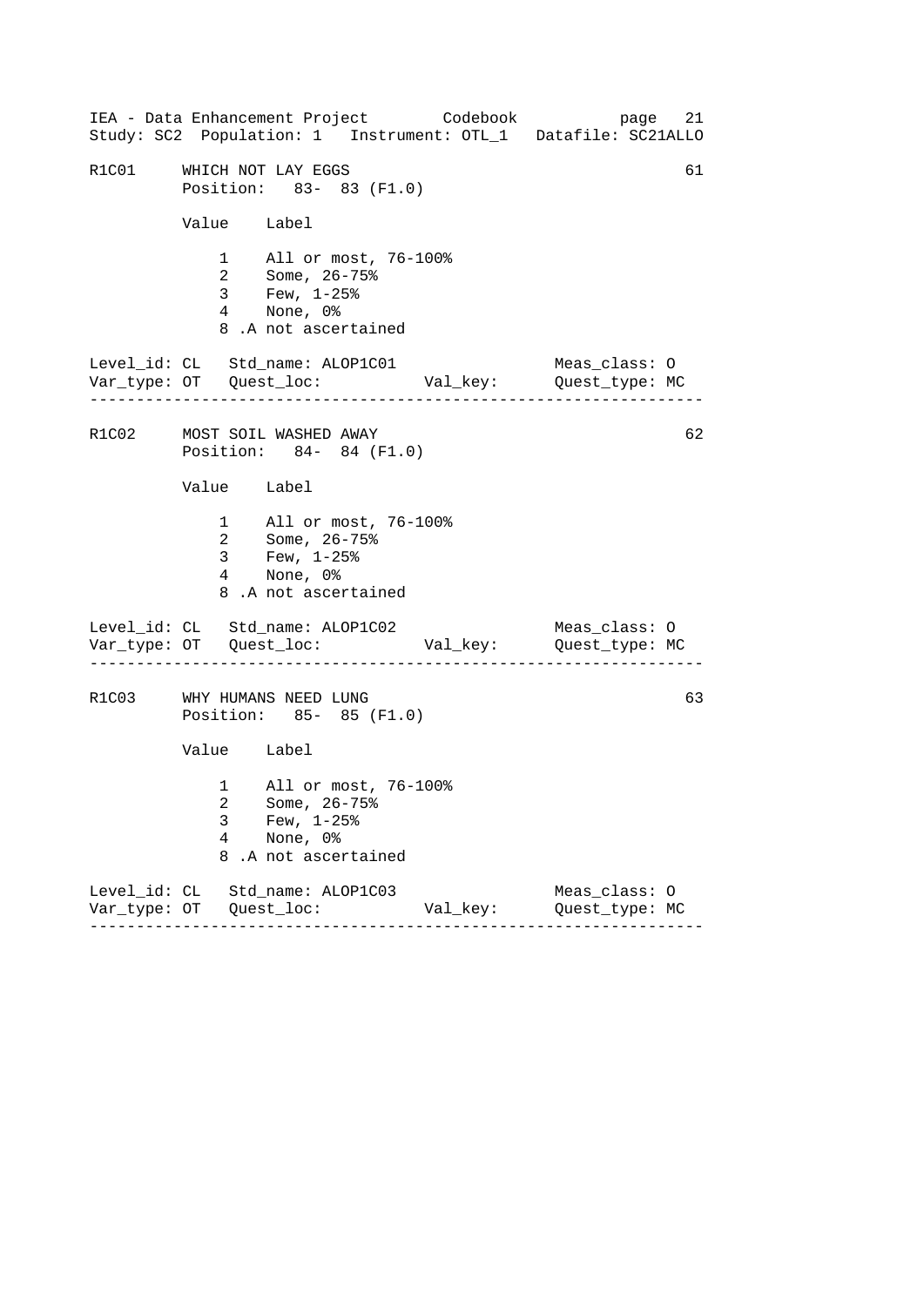```
R1C01     WHICH NOT LAY EGGS                                          61
          Position:   83-  83 (F1.0)

          Value    Label

              1    All or most, 76-100%
              2    Some, 26-75%
              3    Few, 1-25%
              4    None, 0%
              8 .A not ascertained

Level_id: CL   Std_name: ALOP1C01                    Meas_class: O
Var_type: OT   Quest_loc:           Val_key:        Quest_type: MC
--------------------------------------------------------------------

R1C02     MOST SOIL WASHED AWAY                                       62
          Position:   84-  84 (F1.0)

          Value    Label

              1    All or most, 76-100%
              2    Some, 26-75%
              3    Few, 1-25%
              4    None, 0%
              8 .A not ascertained

Level_id: CL   Std_name: ALOP1C02                    Meas_class: O
Var_type: OT   Quest_loc:           Val_key:        Quest_type: MC
--------------------------------------------------------------------

R1C03     WHY HUMANS NEED LUNG                                        63
          Position:   85-  85 (F1.0)

          Value    Label

              1    All or most, 76-100%
              2    Some, 26-75%
              3    Few, 1-25%
              4    None, 0%
              8 .A not ascertained

Level_id: CL   Std_name: ALOP1C03                    Meas_class: O
Var_type: OT   Quest_loc:           Val_key:        Quest_type: MC
--------------------------------------------------------------------
```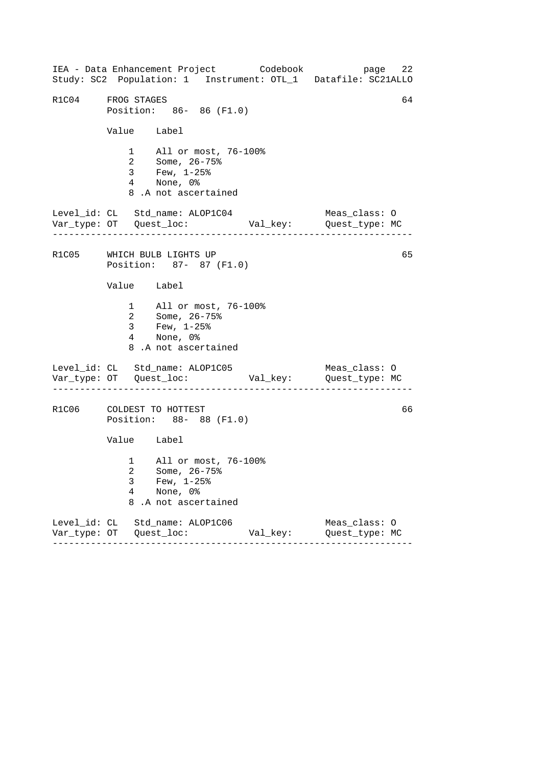```
R1C04     FROG STAGES                                               64
          Position:   86-  86 (F1.0)

          Value    Label

              1    All or most, 76-100%
              2    Some, 26-75%
              3    Few, 1-25%
              4    None, 0%
              8 .A not ascertained

Level_id: CL   Std_name: ALOP1C04                   Meas_class: O
Var_type: OT   Quest_loc:           Val_key:        Quest_type: MC
------------------------------------------------------------------

R1C05     WHICH BULB LIGHTS UP                                      65
          Position:   87-  87 (F1.0)

          Value    Label

              1    All or most, 76-100%
              2    Some, 26-75%
              3    Few, 1-25%
              4    None, 0%
              8 .A not ascertained

Level_id: CL   Std_name: ALOP1C05                   Meas_class: O
Var_type: OT   Quest_loc:           Val_key:        Quest_type: MC
------------------------------------------------------------------

R1C06     COLDEST TO HOTTEST                                        66
          Position:   88-  88 (F1.0)

          Value    Label

              1    All or most, 76-100%
              2    Some, 26-75%
              3    Few, 1-25%
              4    None, 0%
              8 .A not ascertained

Level_id: CL   Std_name: ALOP1C06                   Meas_class: O
Var_type: OT   Quest_loc:           Val_key:        Quest_type: MC
------------------------------------------------------------------
```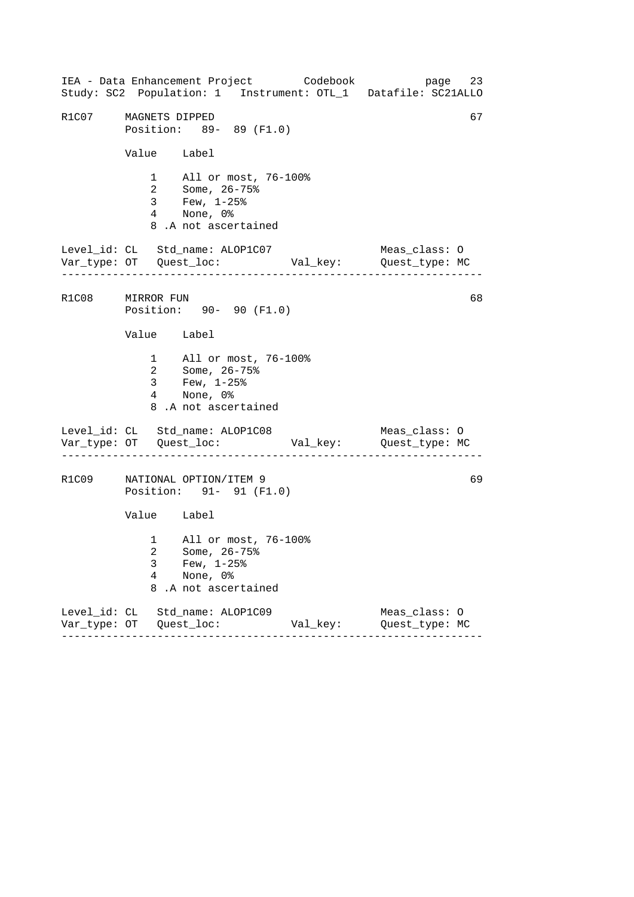R1C07 MAGNETS DIPPED 67
Position: 89- 89 (F1.0)

| Value | Label |
|---|---|
| 1 | All or most, 76-100% |
| 2 | Some, 26-75% |
| 3 | Few, 1-25% |
| 4 | None, 0% |
| 8 | .A not ascertained |

Level_id: CL Std_name: ALOP1C07 Meas_class: O
Var_type: OT Quest_loc: Val_key: Quest_type: MC

---

R1C08 MIRROR FUN 68
Position: 90- 90 (F1.0)

| Value | Label |
|---|---|
| 1 | All or most, 76-100% |
| 2 | Some, 26-75% |
| 3 | Few, 1-25% |
| 4 | None, 0% |
| 8 | .A not ascertained |

Level_id: CL Std_name: ALOP1C08 Meas_class: O
Var_type: OT Quest_loc: Val_key: Quest_type: MC

---

R1C09 NATIONAL OPTION/ITEM 9 69
Position: 91- 91 (F1.0)

| Value | Label |
|---|---|
| 1 | All or most, 76-100% |
| 2 | Some, 26-75% |
| 3 | Few, 1-25% |
| 4 | None, 0% |
| 8 | .A not ascertained |

Level_id: CL Std_name: ALOP1C09 Meas_class: O
Var_type: OT Quest_loc: Val_key: Quest_type: MC

---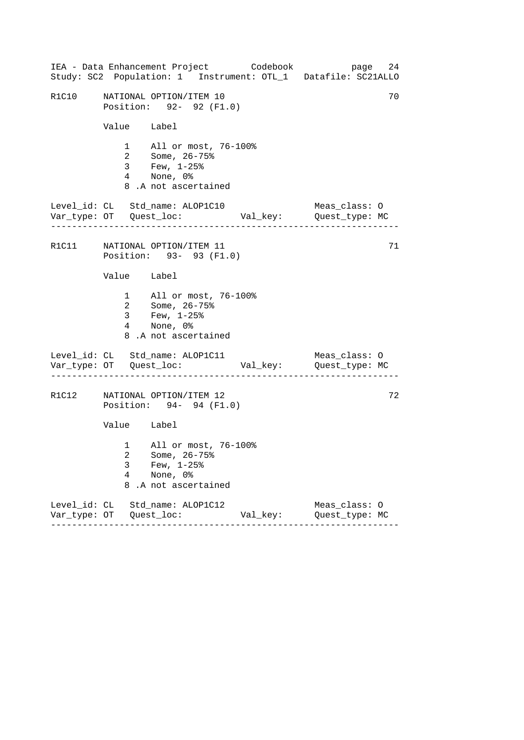R1C10 NATIONAL OPTION/ITEM 10 70
Position: 92- 92 (F1.0)

| Value | Label |
|---|---|
| 1 | All or most, 76-100% |
| 2 | Some, 26-75% |
| 3 | Few, 1-25% |
| 4 | None, 0% |
| 8 | .A not ascertained |

Level_id: CL Std_name: ALOP1C10 Meas_class: O
Var_type: OT Quest_loc: Val_key: Quest_type: MC

---

R1C11 NATIONAL OPTION/ITEM 11 71
Position: 93- 93 (F1.0)

| Value | Label |
|---|---|
| 1 | All or most, 76-100% |
| 2 | Some, 26-75% |
| 3 | Few, 1-25% |
| 4 | None, 0% |
| 8 | .A not ascertained |

Level_id: CL Std_name: ALOP1C11 Meas_class: O
Var_type: OT Quest_loc: Val_key: Quest_type: MC

---

R1C12 NATIONAL OPTION/ITEM 12 72
Position: 94- 94 (F1.0)

| Value | Label |
|---|---|
| 1 | All or most, 76-100% |
| 2 | Some, 26-75% |
| 3 | Few, 1-25% |
| 4 | None, 0% |
| 8 | .A not ascertained |

Level_id: CL Std_name: ALOP1C12 Meas_class: O
Var_type: OT Quest_loc: Val_key: Quest_type: MC

---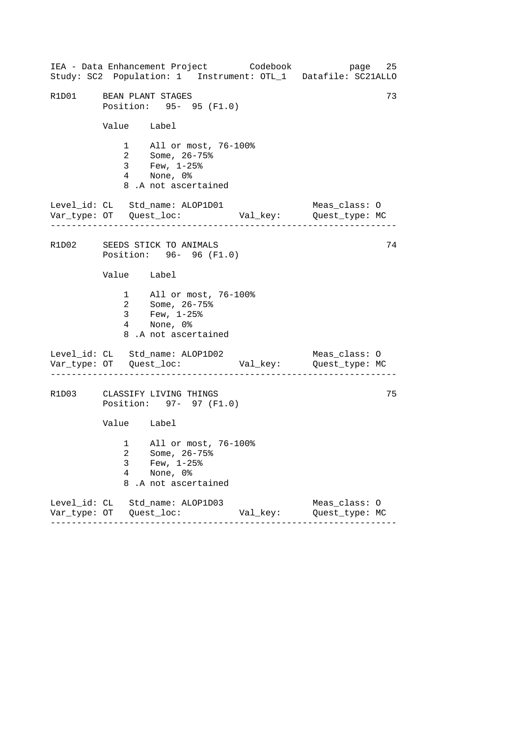## R1D01 BEAN PLANT STAGES — 73

Position: 95- 95 (F1.0)

| Value | Label |
|---|---|
| 1 | All or most, 76-100% |
| 2 | Some, 26-75% |
| 3 | Few, 1-25% |
| 4 | None, 0% |
| 8 | .A not ascertained |

Level_id: CL Std_name: ALOP1D01 Meas_class: O
Var_type: OT Quest_loc: Val_key: Quest_type: MC

---

## R1D02 SEEDS STICK TO ANIMALS — 74

Position: 96- 96 (F1.0)

| Value | Label |
|---|---|
| 1 | All or most, 76-100% |
| 2 | Some, 26-75% |
| 3 | Few, 1-25% |
| 4 | None, 0% |
| 8 | .A not ascertained |

Level_id: CL Std_name: ALOP1D02 Meas_class: O
Var_type: OT Quest_loc: Val_key: Quest_type: MC

---

## R1D03 CLASSIFY LIVING THINGS — 75

Position: 97- 97 (F1.0)

| Value | Label |
|---|---|
| 1 | All or most, 76-100% |
| 2 | Some, 26-75% |
| 3 | Few, 1-25% |
| 4 | None, 0% |
| 8 | .A not ascertained |

Level_id: CL Std_name: ALOP1D03 Meas_class: O
Var_type: OT Quest_loc: Val_key: Quest_type: MC

---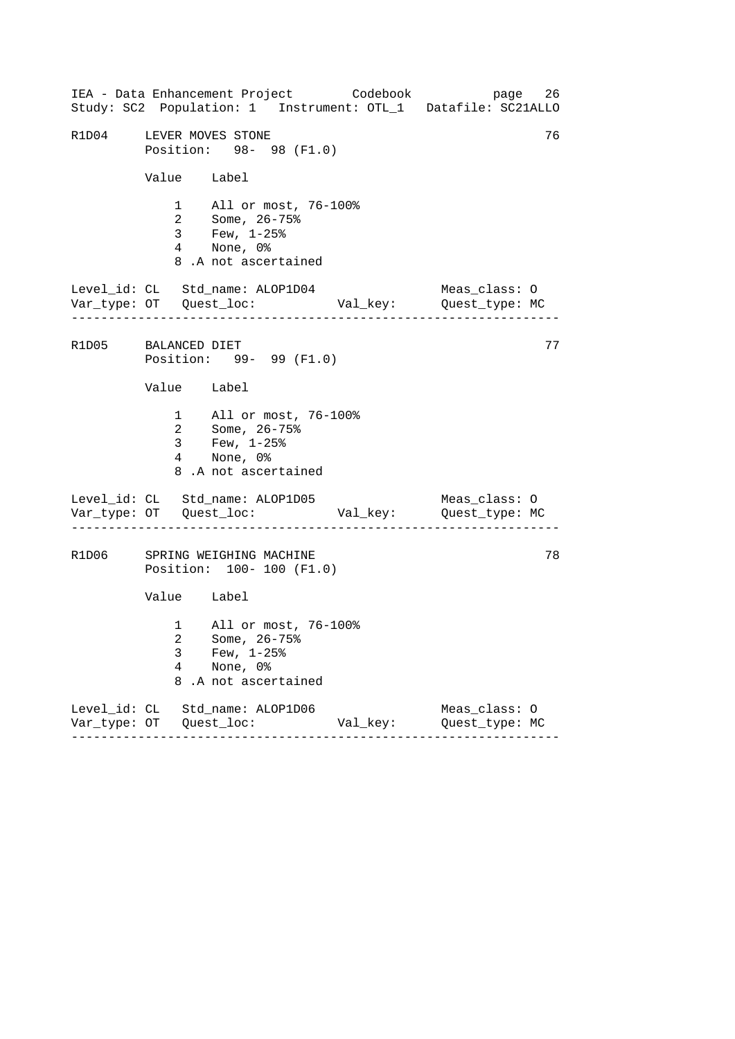R1D04 LEVER MOVES STONE 76
Position: 98- 98 (F1.0)

| Value | Label |
|---|---|
| 1 | All or most, 76-100% |
| 2 | Some, 26-75% |
| 3 | Few, 1-25% |
| 4 | None, 0% |
| 8 | .A not ascertained |

Level_id: CL Std_name: ALOP1D04 Meas_class: O
Var_type: OT Quest_loc: Val_key: Quest_type: MC

---

R1D05 BALANCED DIET 77
Position: 99- 99 (F1.0)

| Value | Label |
|---|---|
| 1 | All or most, 76-100% |
| 2 | Some, 26-75% |
| 3 | Few, 1-25% |
| 4 | None, 0% |
| 8 | .A not ascertained |

Level_id: CL Std_name: ALOP1D05 Meas_class: O
Var_type: OT Quest_loc: Val_key: Quest_type: MC

---

R1D06 SPRING WEIGHING MACHINE 78
Position: 100- 100 (F1.0)

| Value | Label |
|---|---|
| 1 | All or most, 76-100% |
| 2 | Some, 26-75% |
| 3 | Few, 1-25% |
| 4 | None, 0% |
| 8 | .A not ascertained |

Level_id: CL Std_name: ALOP1D06 Meas_class: O
Var_type: OT Quest_loc: Val_key: Quest_type: MC

---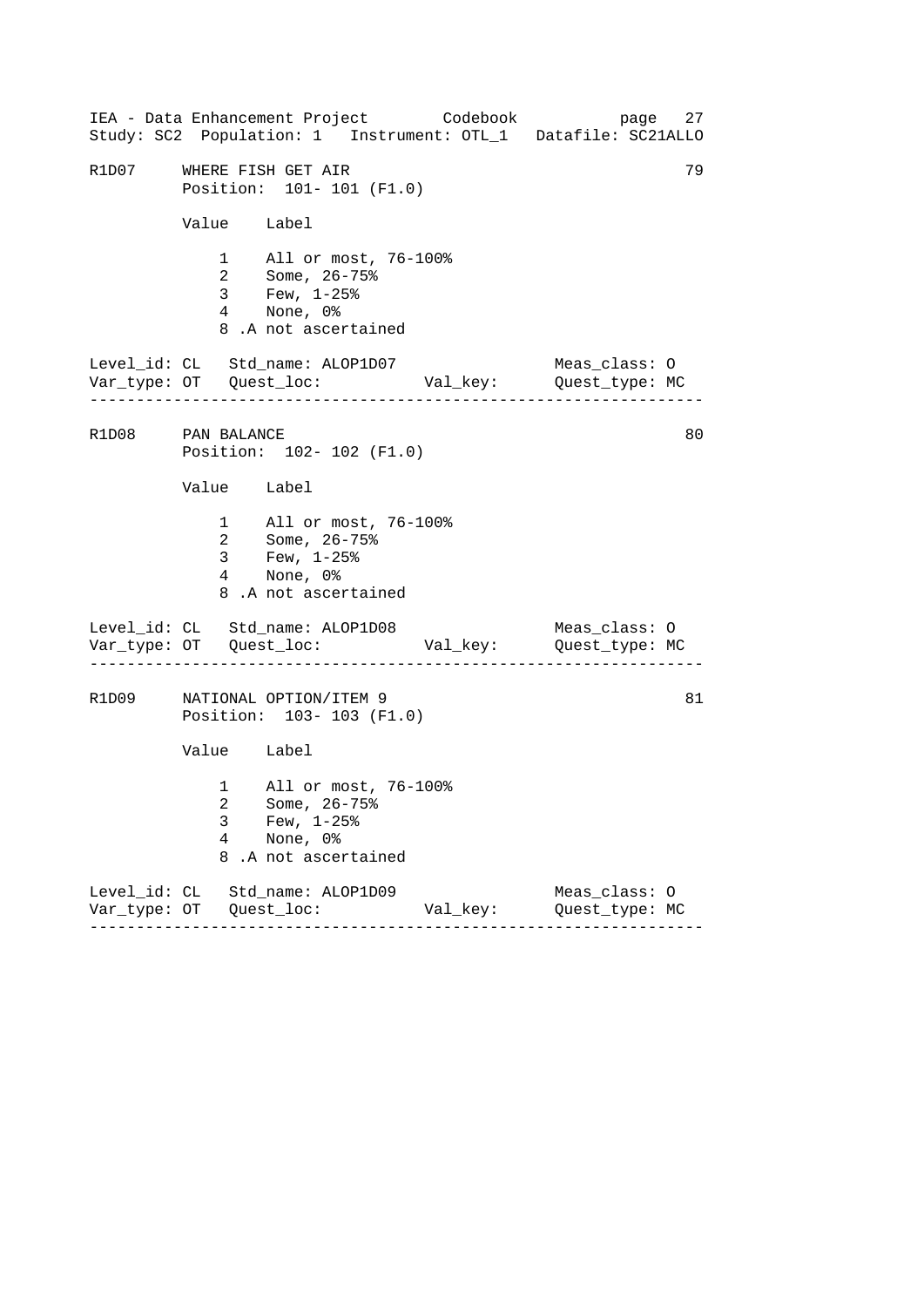```
R1D07     WHERE FISH GET AIR                                        79
          Position:  101- 101 (F1.0)

          Value    Label

              1    All or most, 76-100%
              2    Some, 26-75%
              3    Few, 1-25%
              4    None, 0%
              8 .A not ascertained

Level_id: CL   Std_name: ALOP1D07                    Meas_class: O
Var_type: OT   Quest_loc:           Val_key:         Quest_type: MC
-----------------------------------------------------------------
```

```
R1D08     PAN BALANCE                                               80
          Position:  102- 102 (F1.0)

          Value    Label

              1    All or most, 76-100%
              2    Some, 26-75%
              3    Few, 1-25%
              4    None, 0%
              8 .A not ascertained

Level_id: CL   Std_name: ALOP1D08                    Meas_class: O
Var_type: OT   Quest_loc:           Val_key:         Quest_type: MC
-----------------------------------------------------------------
```

```
R1D09     NATIONAL OPTION/ITEM 9                                    81
          Position:  103- 103 (F1.0)

          Value    Label

              1    All or most, 76-100%
              2    Some, 26-75%
              3    Few, 1-25%
              4    None, 0%
              8 .A not ascertained

Level_id: CL   Std_name: ALOP1D09                    Meas_class: O
Var_type: OT   Quest_loc:           Val_key:         Quest_type: MC
-----------------------------------------------------------------
```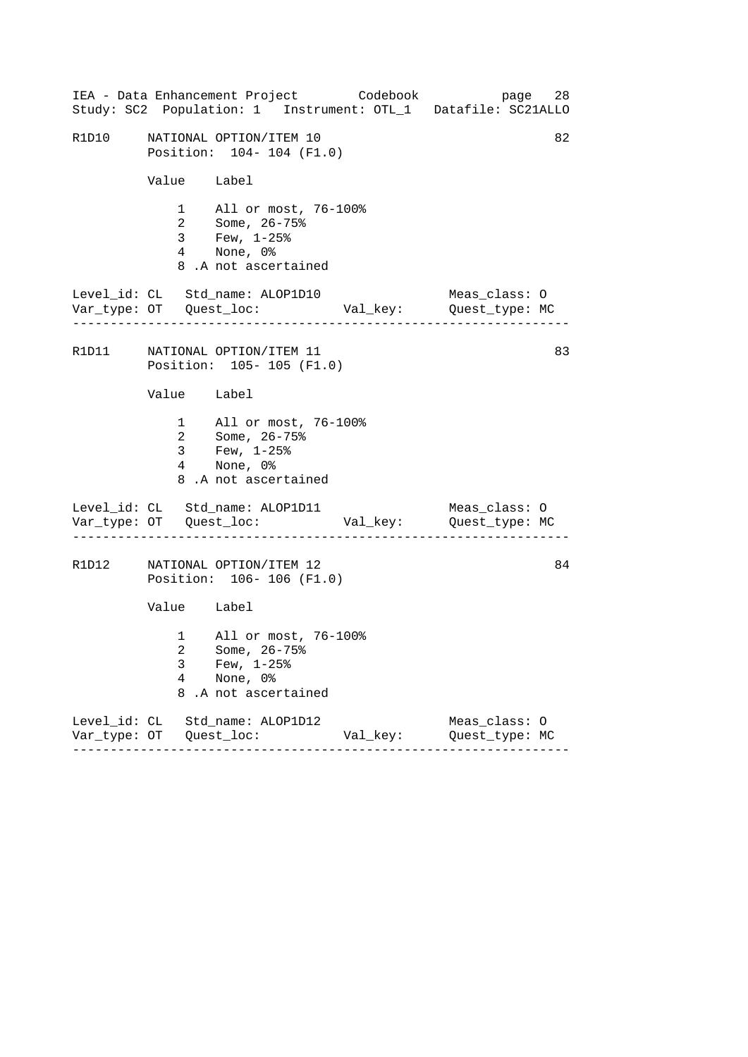R1D10 NATIONAL OPTION/ITEM 10 82
Position: 104- 104 (F1.0)

| Value | Label |
|---|---|
| 1 | All or most, 76-100% |
| 2 | Some, 26-75% |
| 3 | Few, 1-25% |
| 4 | None, 0% |
| 8 | .A not ascertained |

Level_id: CL Std_name: ALOP1D10 Meas_class: O
Var_type: OT Quest_loc: Val_key: Quest_type: MC

---

R1D11 NATIONAL OPTION/ITEM 11 83
Position: 105- 105 (F1.0)

| Value | Label |
|---|---|
| 1 | All or most, 76-100% |
| 2 | Some, 26-75% |
| 3 | Few, 1-25% |
| 4 | None, 0% |
| 8 | .A not ascertained |

Level_id: CL Std_name: ALOP1D11 Meas_class: O
Var_type: OT Quest_loc: Val_key: Quest_type: MC

---

R1D12 NATIONAL OPTION/ITEM 12 84
Position: 106- 106 (F1.0)

| Value | Label |
|---|---|
| 1 | All or most, 76-100% |
| 2 | Some, 26-75% |
| 3 | Few, 1-25% |
| 4 | None, 0% |
| 8 | .A not ascertained |

Level_id: CL Std_name: ALOP1D12 Meas_class: O
Var_type: OT Quest_loc: Val_key: Quest_type: MC

---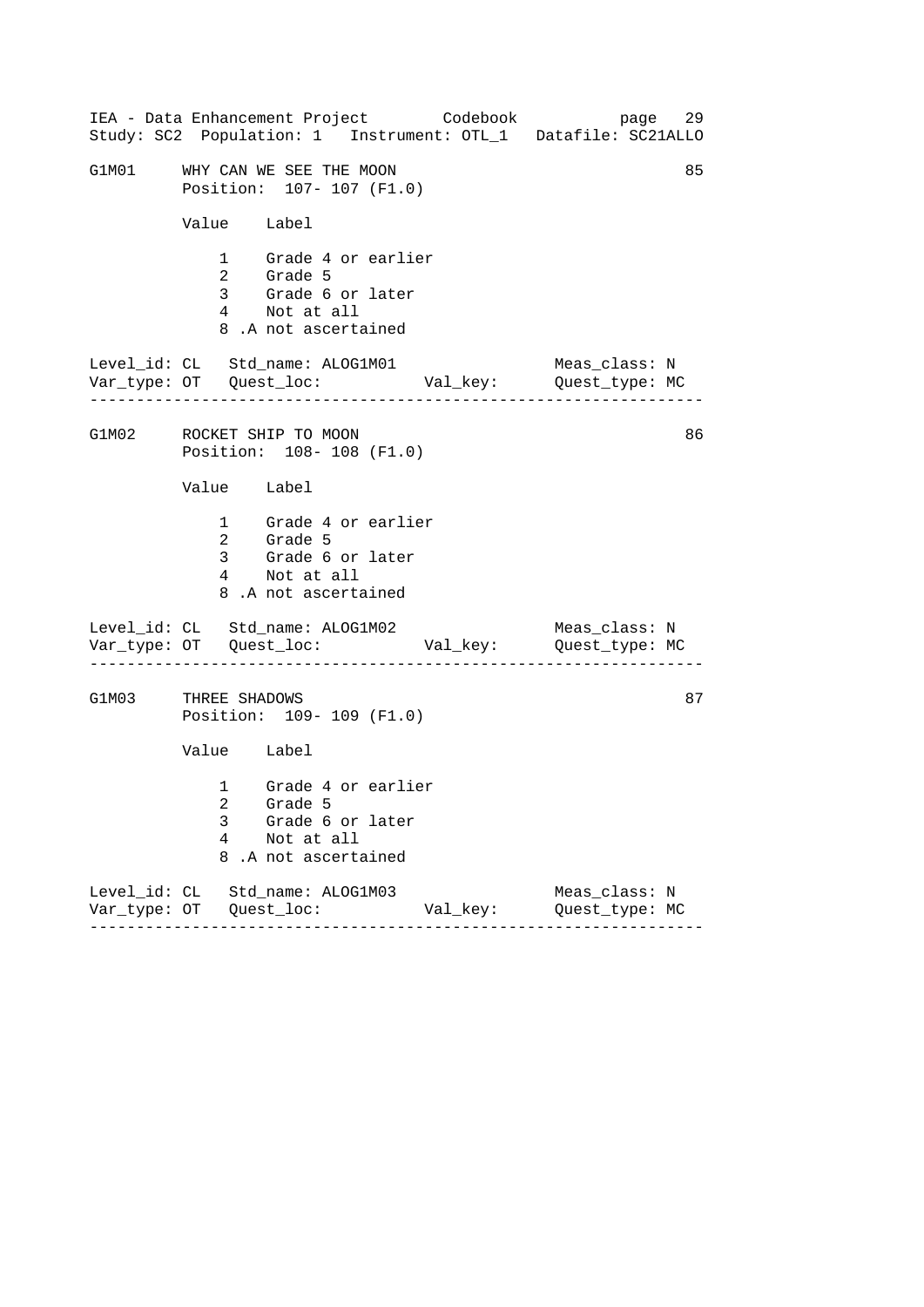IEA - Data Enhancement Project        Codebook            
Study: SC2  Population: 1   Instrument: OTL_1   Datafile: SC21ALLO

```
G1M01     WHY CAN WE SEE THE MOON                                  85
          Position:  107- 107 (F1.0)

          Value    Label

              1    Grade 4 or earlier
              2    Grade 5
              3    Grade 6 or later
              4    Not at all
              8 .A not ascertained

Level_id: CL   Std_name: ALOG1M01                  Meas_class: N
Var_type: OT   Quest_loc:           Val_key:       Quest_type: MC
------------------------------------------------------------------

G1M02     ROCKET SHIP TO MOON                                      86
          Position:  108- 108 (F1.0)

          Value    Label

              1    Grade 4 or earlier
              2    Grade 5
              3    Grade 6 or later
              4    Not at all
              8 .A not ascertained

Level_id: CL   Std_name: ALOG1M02                  Meas_class: N
Var_type: OT   Quest_loc:           Val_key:       Quest_type: MC
------------------------------------------------------------------

G1M03     THREE SHADOWS                                            87
          Position:  109- 109 (F1.0)

          Value    Label

              1    Grade 4 or earlier
              2    Grade 5
              3    Grade 6 or later
              4    Not at all
              8 .A not ascertained

Level_id: CL   Std_name: ALOG1M03                  Meas_class: N
Var_type: OT   Quest_loc:           Val_key:       Quest_type: MC
------------------------------------------------------------------
```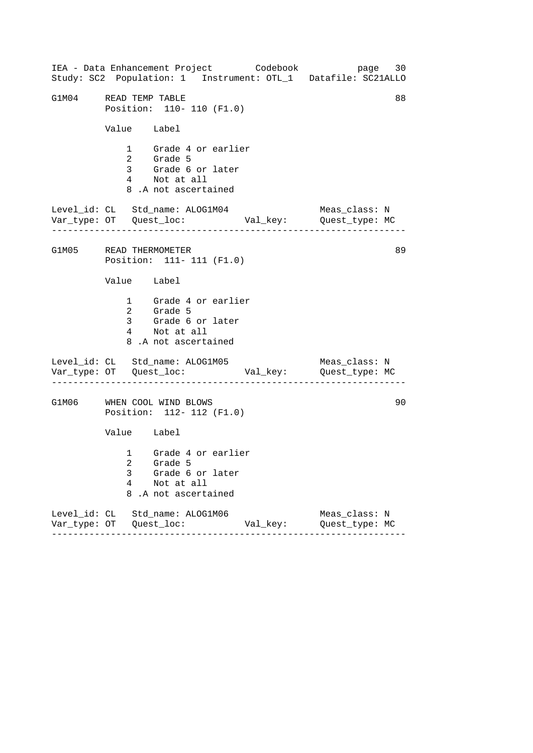```
G1M04     READ TEMP TABLE                                          88
          Position:  110- 110 (F1.0)

          Value    Label

              1    Grade 4 or earlier
              2    Grade 5
              3    Grade 6 or later
              4    Not at all
              8 .A not ascertained

Level_id: CL   Std_name: ALOG1M04                 Meas_class: N
Var_type: OT   Quest_loc:           Val_key:      Quest_type: MC
-----------------------------------------------------------------

G1M05     READ THERMOMETER                                         89
          Position:  111- 111 (F1.0)

          Value    Label

              1    Grade 4 or earlier
              2    Grade 5
              3    Grade 6 or later
              4    Not at all
              8 .A not ascertained

Level_id: CL   Std_name: ALOG1M05                 Meas_class: N
Var_type: OT   Quest_loc:           Val_key:      Quest_type: MC
-----------------------------------------------------------------

G1M06     WHEN COOL WIND BLOWS                                     90
          Position:  112- 112 (F1.0)

          Value    Label

              1    Grade 4 or earlier
              2    Grade 5
              3    Grade 6 or later
              4    Not at all
              8 .A not ascertained

Level_id: CL   Std_name: ALOG1M06                 Meas_class: N
Var_type: OT   Quest_loc:           Val_key:      Quest_type: MC
-----------------------------------------------------------------
```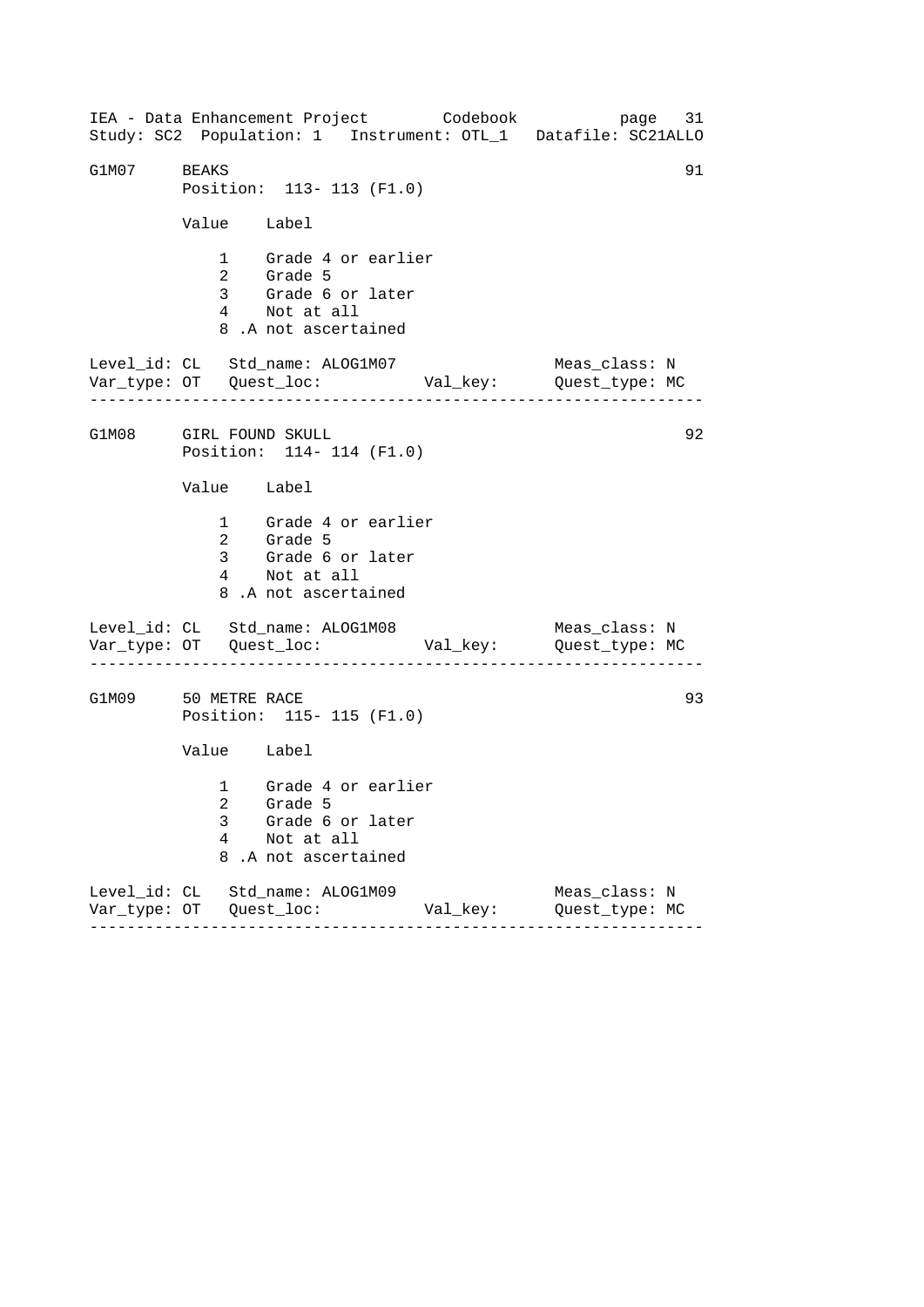G1M07 BEAKS 91

Position: 113- 113 (F1.0)

| Value | Label |
|---|---|
| 1 | Grade 4 or earlier |
| 2 | Grade 5 |
| 3 | Grade 6 or later |
| 4 | Not at all |
| 8 | .A not ascertained |

Level_id: CL   Std_name: ALOG1M07   Meas_class: N
Var_type: OT   Quest_loc:   Val_key:   Quest_type: MC

---

G1M08 GIRL FOUND SKULL 92

Position: 114- 114 (F1.0)

| Value | Label |
|---|---|
| 1 | Grade 4 or earlier |
| 2 | Grade 5 |
| 3 | Grade 6 or later |
| 4 | Not at all |
| 8 | .A not ascertained |

Level_id: CL   Std_name: ALOG1M08   Meas_class: N
Var_type: OT   Quest_loc:   Val_key:   Quest_type: MC

---

G1M09 50 METRE RACE 93

Position: 115- 115 (F1.0)

| Value | Label |
|---|---|
| 1 | Grade 4 or earlier |
| 2 | Grade 5 |
| 3 | Grade 6 or later |
| 4 | Not at all |
| 8 | .A not ascertained |

Level_id: CL   Std_name: ALOG1M09   Meas_class: N
Var_type: OT   Quest_loc:   Val_key:   Quest_type: MC

---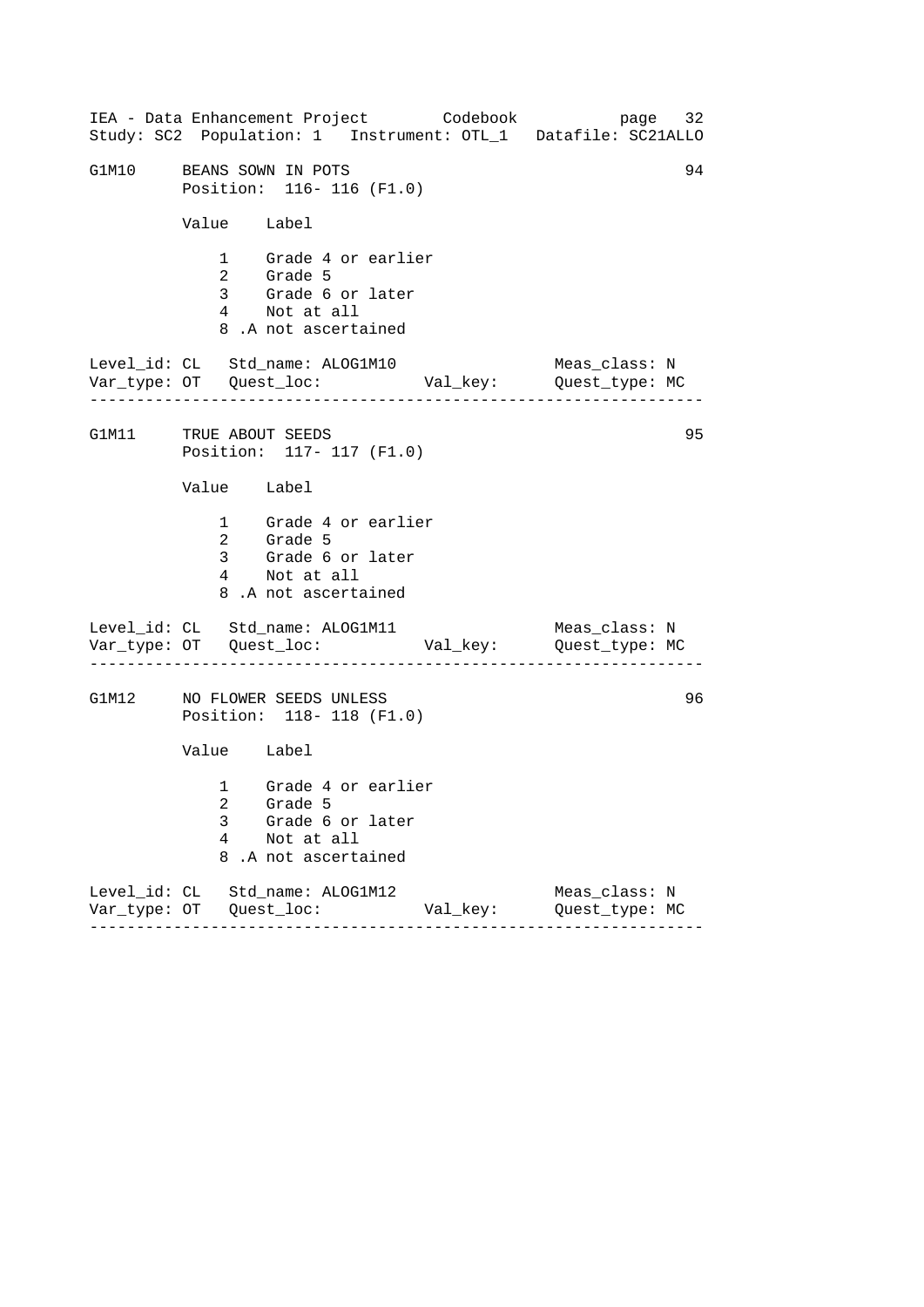G1M10 BEANS SOWN IN POTS 94

Position: 116- 116 (F1.0)

| Value | Label |
|---|---|
| 1 | Grade 4 or earlier |
| 2 | Grade 5 |
| 3 | Grade 6 or later |
| 4 | Not at all |
| 8 | .A not ascertained |

Level_id: CL Std_name: ALOG1M10 Meas_class: N
Var_type: OT Quest_loc: Val_key: Quest_type: MC

---

G1M11 TRUE ABOUT SEEDS 95

Position: 117- 117 (F1.0)

| Value | Label |
|---|---|
| 1 | Grade 4 or earlier |
| 2 | Grade 5 |
| 3 | Grade 6 or later |
| 4 | Not at all |
| 8 | .A not ascertained |

Level_id: CL Std_name: ALOG1M11 Meas_class: N
Var_type: OT Quest_loc: Val_key: Quest_type: MC

---

G1M12 NO FLOWER SEEDS UNLESS 96

Position: 118- 118 (F1.0)

| Value | Label |
|---|---|
| 1 | Grade 4 or earlier |
| 2 | Grade 5 |
| 3 | Grade 6 or later |
| 4 | Not at all |
| 8 | .A not ascertained |

Level_id: CL Std_name: ALOG1M12 Meas_class: N
Var_type: OT Quest_loc: Val_key: Quest_type: MC

---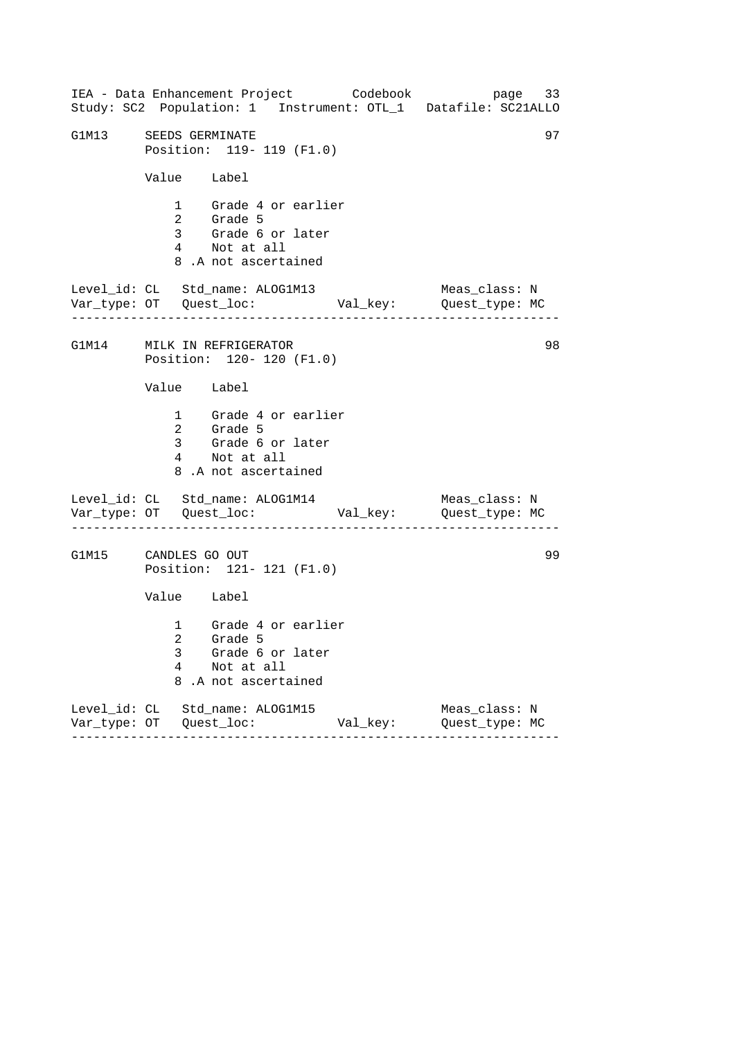G1M13 SEEDS GERMINATE 97
Position: 119- 119 (F1.0)

| Value | Label |
|---|---|
| 1 | Grade 4 or earlier |
| 2 | Grade 5 |
| 3 | Grade 6 or later |
| 4 | Not at all |
| 8 | .A not ascertained |

Level_id: CL Std_name: ALOG1M13 Meas_class: N
Var_type: OT Quest_loc: Val_key: Quest_type: MC

---

G1M14 MILK IN REFRIGERATOR 98
Position: 120- 120 (F1.0)

| Value | Label |
|---|---|
| 1 | Grade 4 or earlier |
| 2 | Grade 5 |
| 3 | Grade 6 or later |
| 4 | Not at all |
| 8 | .A not ascertained |

Level_id: CL Std_name: ALOG1M14 Meas_class: N
Var_type: OT Quest_loc: Val_key: Quest_type: MC

---

G1M15 CANDLES GO OUT 99
Position: 121- 121 (F1.0)

| Value | Label |
|---|---|
| 1 | Grade 4 or earlier |
| 2 | Grade 5 |
| 3 | Grade 6 or later |
| 4 | Not at all |
| 8 | .A not ascertained |

Level_id: CL Std_name: ALOG1M15 Meas_class: N
Var_type: OT Quest_loc: Val_key: Quest_type: MC

---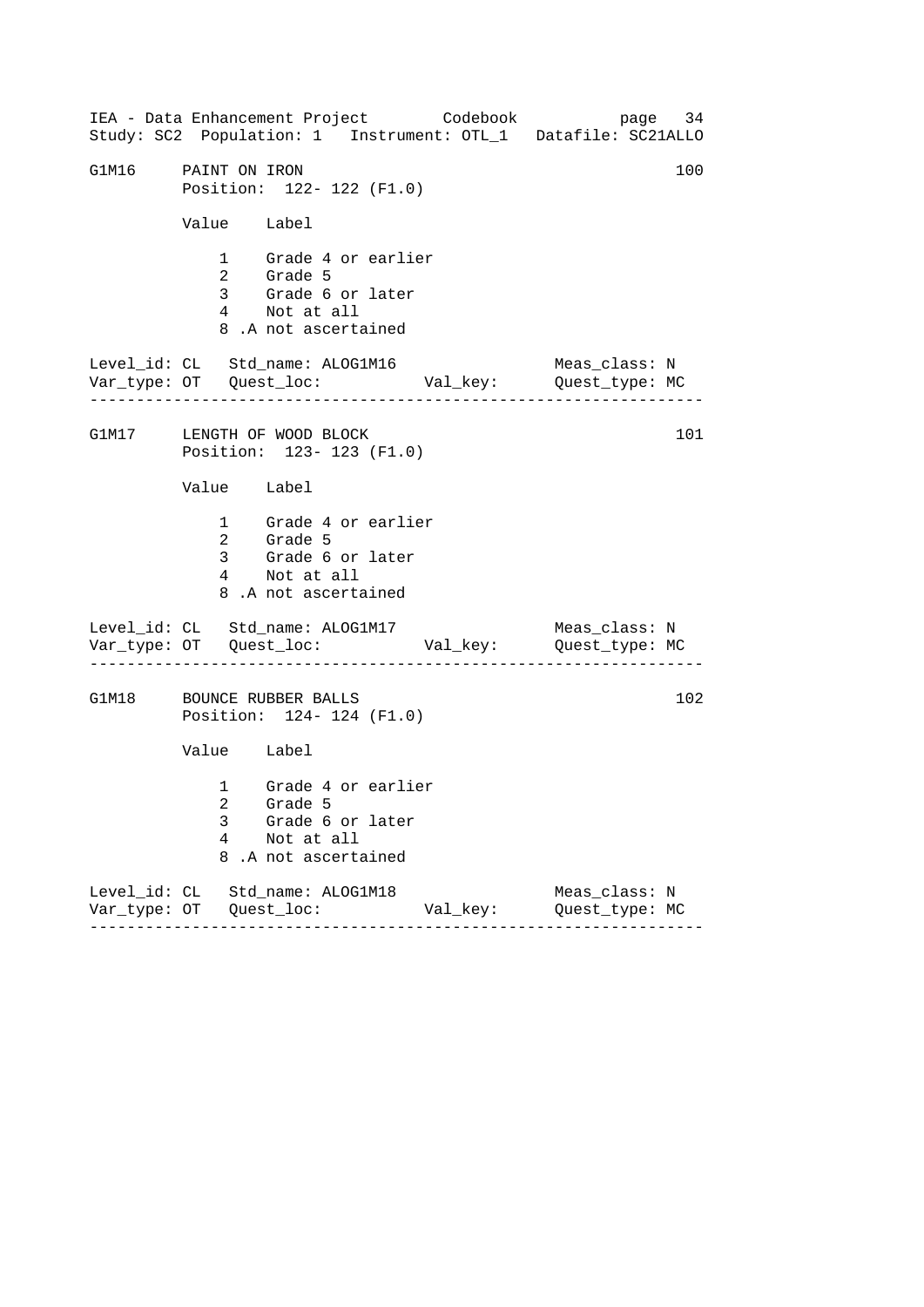```
G1M16     PAINT ON IRON                                           100
          Position:  122- 122 (F1.0)

          Value    Label

              1    Grade 4 or earlier
              2    Grade 5
              3    Grade 6 or later
              4    Not at all
              8 .A not ascertained

Level_id: CL   Std_name: ALOG1M16                  Meas_class: N
Var_type: OT   Quest_loc:          Val_key:        Quest_type: MC
-------------------------------------------------------------------

G1M17     LENGTH OF WOOD BLOCK                                    101
          Position:  123- 123 (F1.0)

          Value    Label

              1    Grade 4 or earlier
              2    Grade 5
              3    Grade 6 or later
              4    Not at all
              8 .A not ascertained

Level_id: CL   Std_name: ALOG1M17                  Meas_class: N
Var_type: OT   Quest_loc:          Val_key:        Quest_type: MC
-------------------------------------------------------------------

G1M18     BOUNCE RUBBER BALLS                                     102
          Position:  124- 124 (F1.0)

          Value    Label

              1    Grade 4 or earlier
              2    Grade 5
              3    Grade 6 or later
              4    Not at all
              8 .A not ascertained

Level_id: CL   Std_name: ALOG1M18                  Meas_class: N
Var_type: OT   Quest_loc:          Val_key:        Quest_type: MC
-------------------------------------------------------------------
```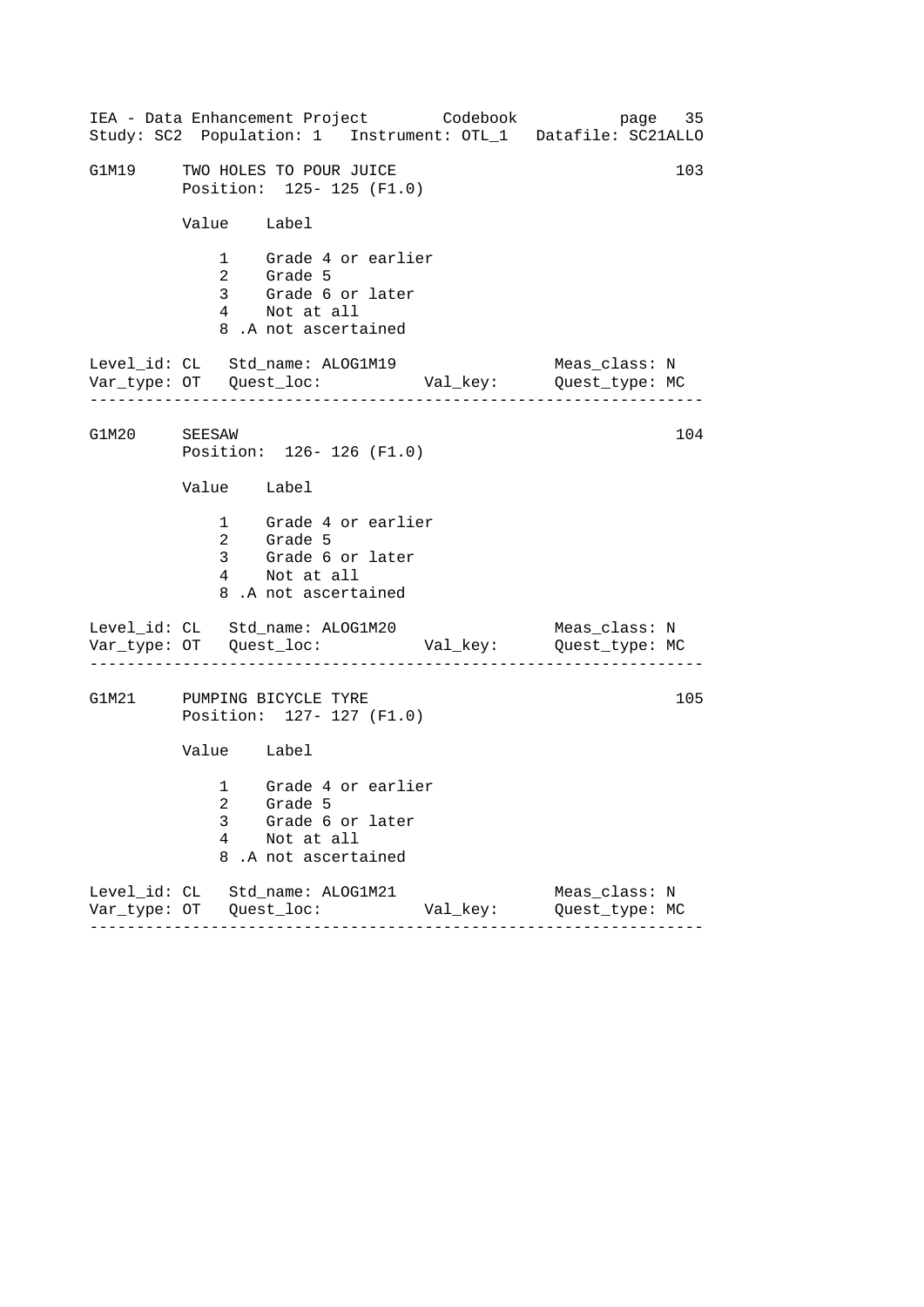IEA - Data Enhancement Project        Codebook           page  35
Study: SC2  Population: 1   Instrument: OTL_1  Datafile: SC21ALLO

```
G1M19     TWO HOLES TO POUR JUICE                               103
          Position:  125- 125 (F1.0)

          Value    Label

              1    Grade 4 or earlier
              2    Grade 5
              3    Grade 6 or later
              4    Not at all
              8 .A not ascertained

Level_id: CL   Std_name: ALOG1M19                 Meas_class: N
Var_type: OT   Quest_loc:          Val_key:      Quest_type: MC
-----------------------------------------------------------------

G1M20     SEESAW                                                104
          Position:  126- 126 (F1.0)

          Value    Label

              1    Grade 4 or earlier
              2    Grade 5
              3    Grade 6 or later
              4    Not at all
              8 .A not ascertained

Level_id: CL   Std_name: ALOG1M20                 Meas_class: N
Var_type: OT   Quest_loc:          Val_key:      Quest_type: MC
-----------------------------------------------------------------

G1M21     PUMPING BICYCLE TYRE                                  105
          Position:  127- 127 (F1.0)

          Value    Label

              1    Grade 4 or earlier
              2    Grade 5
              3    Grade 6 or later
              4    Not at all
              8 .A not ascertained

Level_id: CL   Std_name: ALOG1M21                 Meas_class: N
Var_type: OT   Quest_loc:          Val_key:      Quest_type: MC
-----------------------------------------------------------------
```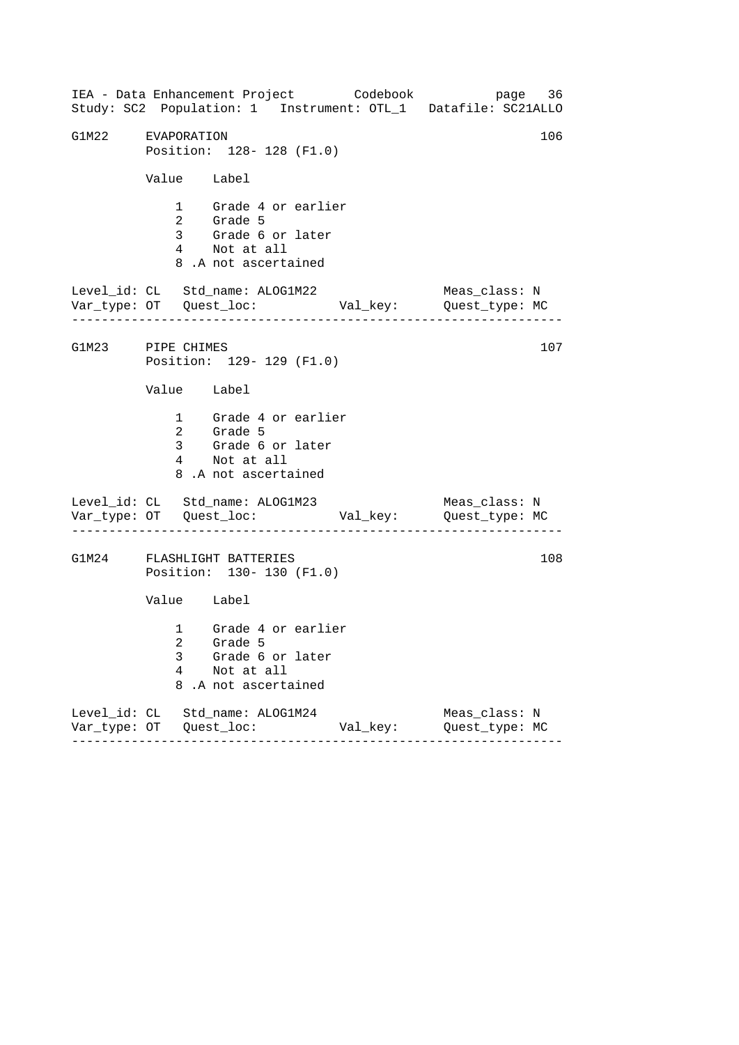G1M22 EVAPORATION 106

Position: 128- 128 (F1.0)

| Value | Label |
| --- | --- |
| 1 | Grade 4 or earlier |
| 2 | Grade 5 |
| 3 | Grade 6 or later |
| 4 | Not at all |
| 8 | .A not ascertained |

Level_id: CL   Std_name: ALOG1M22   Meas_class: N
Var_type: OT   Quest_loc:   Val_key:   Quest_type: MC

---

G1M23 PIPE CHIMES 107

Position: 129- 129 (F1.0)

| Value | Label |
| --- | --- |
| 1 | Grade 4 or earlier |
| 2 | Grade 5 |
| 3 | Grade 6 or later |
| 4 | Not at all |
| 8 | .A not ascertained |

Level_id: CL   Std_name: ALOG1M23   Meas_class: N
Var_type: OT   Quest_loc:   Val_key:   Quest_type: MC

---

G1M24 FLASHLIGHT BATTERIES 108

Position: 130- 130 (F1.0)

| Value | Label |
| --- | --- |
| 1 | Grade 4 or earlier |
| 2 | Grade 5 |
| 3 | Grade 6 or later |
| 4 | Not at all |
| 8 | .A not ascertained |

Level_id: CL   Std_name: ALOG1M24   Meas_class: N
Var_type: OT   Quest_loc:   Val_key:   Quest_type: MC

---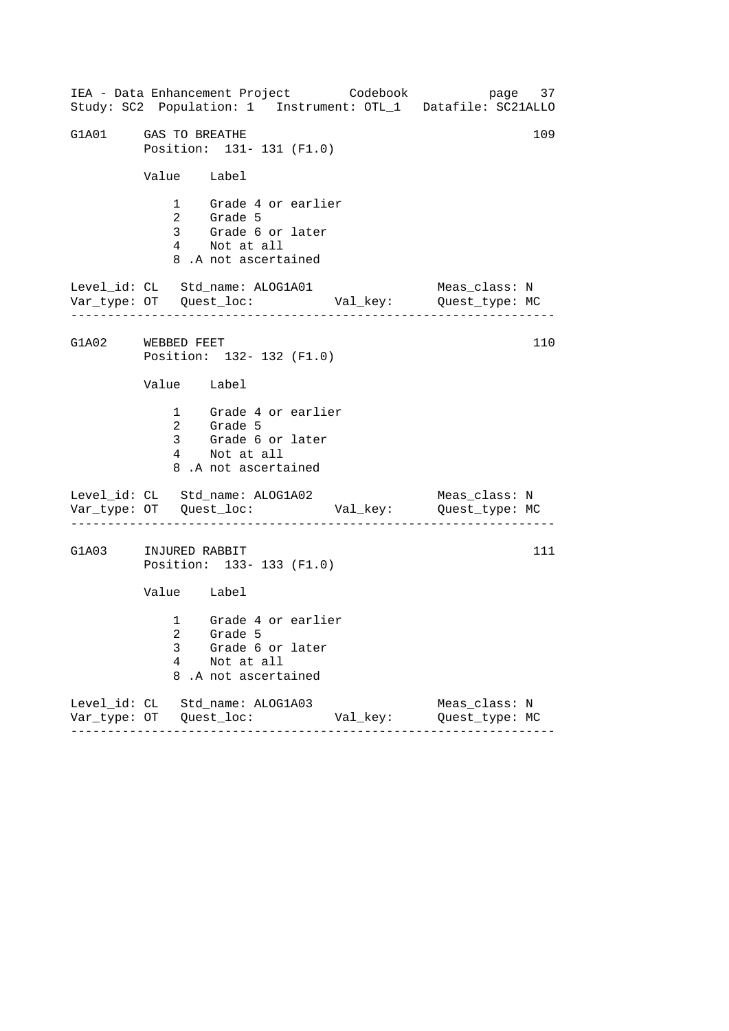IEA - Data Enhancement Project Codebook

Study: SC2 Population: 1 Instrument: OTL_1 Datafile: SC21ALLO

```
G1A01     GAS TO BREATHE                                          109
          Position:  131- 131 (F1.0)

          Value    Label

              1    Grade 4 or earlier
              2    Grade 5
              3    Grade 6 or later
              4    Not at all
              8 .A not ascertained

Level_id: CL   Std_name: ALOG1A01                    Meas_class: N
Var_type: OT   Quest_loc:            Val_key:        Quest_type: MC
-----------------------------------------------------------------

G1A02     WEBBED FEET                                             110
          Position:  132- 132 (F1.0)

          Value    Label

              1    Grade 4 or earlier
              2    Grade 5
              3    Grade 6 or later
              4    Not at all
              8 .A not ascertained

Level_id: CL   Std_name: ALOG1A02                    Meas_class: N
Var_type: OT   Quest_loc:            Val_key:        Quest_type: MC
-----------------------------------------------------------------

G1A03     INJURED RABBIT                                          111
          Position:  133- 133 (F1.0)

          Value    Label

              1    Grade 4 or earlier
              2    Grade 5
              3    Grade 6 or later
              4    Not at all
              8 .A not ascertained

Level_id: CL   Std_name: ALOG1A03                    Meas_class: N
Var_type: OT   Quest_loc:            Val_key:        Quest_type: MC
-----------------------------------------------------------------
```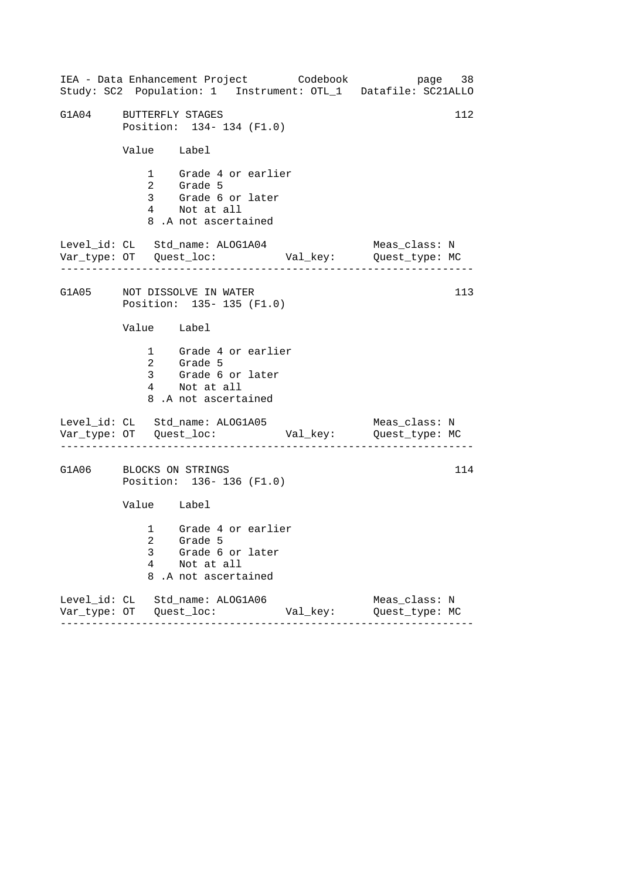```
G1A04     BUTTERFLY STAGES                                        112
          Position:  134- 134 (F1.0)

          Value    Label

              1    Grade 4 or earlier
              2    Grade 5
              3    Grade 6 or later
              4    Not at all
              8 .A not ascertained

Level_id: CL   Std_name: ALOG1A04               Meas_class: N
Var_type: OT   Quest_loc:           Val_key:     Quest_type: MC
-----------------------------------------------------------------

G1A05     NOT DISSOLVE IN WATER                                   113
          Position:  135- 135 (F1.0)

          Value    Label

              1    Grade 4 or earlier
              2    Grade 5
              3    Grade 6 or later
              4    Not at all
              8 .A not ascertained

Level_id: CL   Std_name: ALOG1A05               Meas_class: N
Var_type: OT   Quest_loc:           Val_key:     Quest_type: MC
-----------------------------------------------------------------

G1A06     BLOCKS ON STRINGS                                       114
          Position:  136- 136 (F1.0)

          Value    Label

              1    Grade 4 or earlier
              2    Grade 5
              3    Grade 6 or later
              4    Not at all
              8 .A not ascertained

Level_id: CL   Std_name: ALOG1A06               Meas_class: N
Var_type: OT   Quest_loc:           Val_key:     Quest_type: MC
-----------------------------------------------------------------
```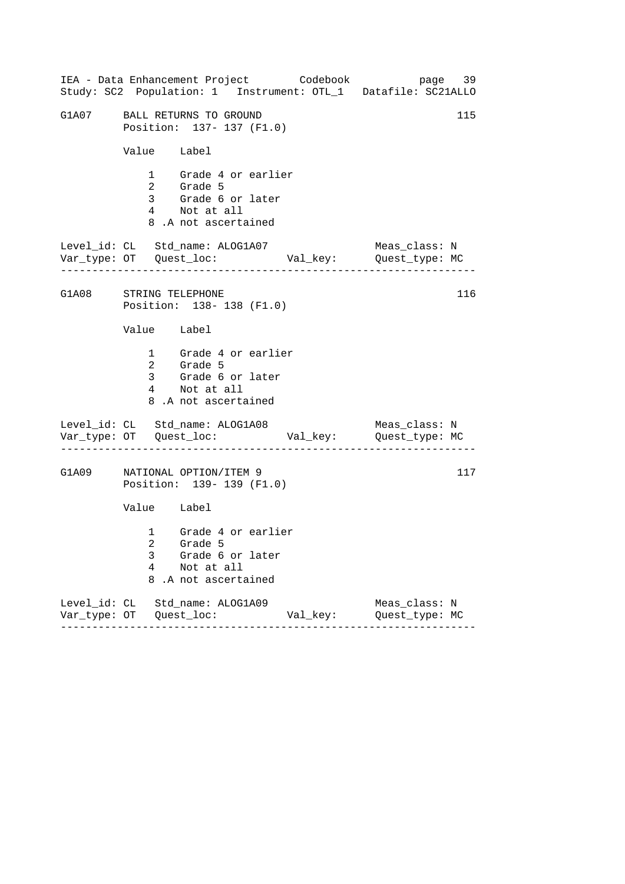## G1A07 BALL RETURNS TO GROUND — 115

Position: 137- 137 (F1.0)

| Value | Label |
|---|---|
| 1 | Grade 4 or earlier |
| 2 | Grade 5 |
| 3 | Grade 6 or later |
| 4 | Not at all |
| 8 .A | not ascertained |

Level_id: CL   Std_name: ALOG1A07   Meas_class: N
Var_type: OT   Quest_loc:   Val_key:   Quest_type: MC

---

## G1A08 STRING TELEPHONE — 116

Position: 138- 138 (F1.0)

| Value | Label |
|---|---|
| 1 | Grade 4 or earlier |
| 2 | Grade 5 |
| 3 | Grade 6 or later |
| 4 | Not at all |
| 8 .A | not ascertained |

Level_id: CL   Std_name: ALOG1A08   Meas_class: N
Var_type: OT   Quest_loc:   Val_key:   Quest_type: MC

---

## G1A09 NATIONAL OPTION/ITEM 9 — 117

Position: 139- 139 (F1.0)

| Value | Label |
|---|---|
| 1 | Grade 4 or earlier |
| 2 | Grade 5 |
| 3 | Grade 6 or later |
| 4 | Not at all |
| 8 .A | not ascertained |

Level_id: CL   Std_name: ALOG1A09   Meas_class: N
Var_type: OT   Quest_loc:   Val_key:   Quest_type: MC

---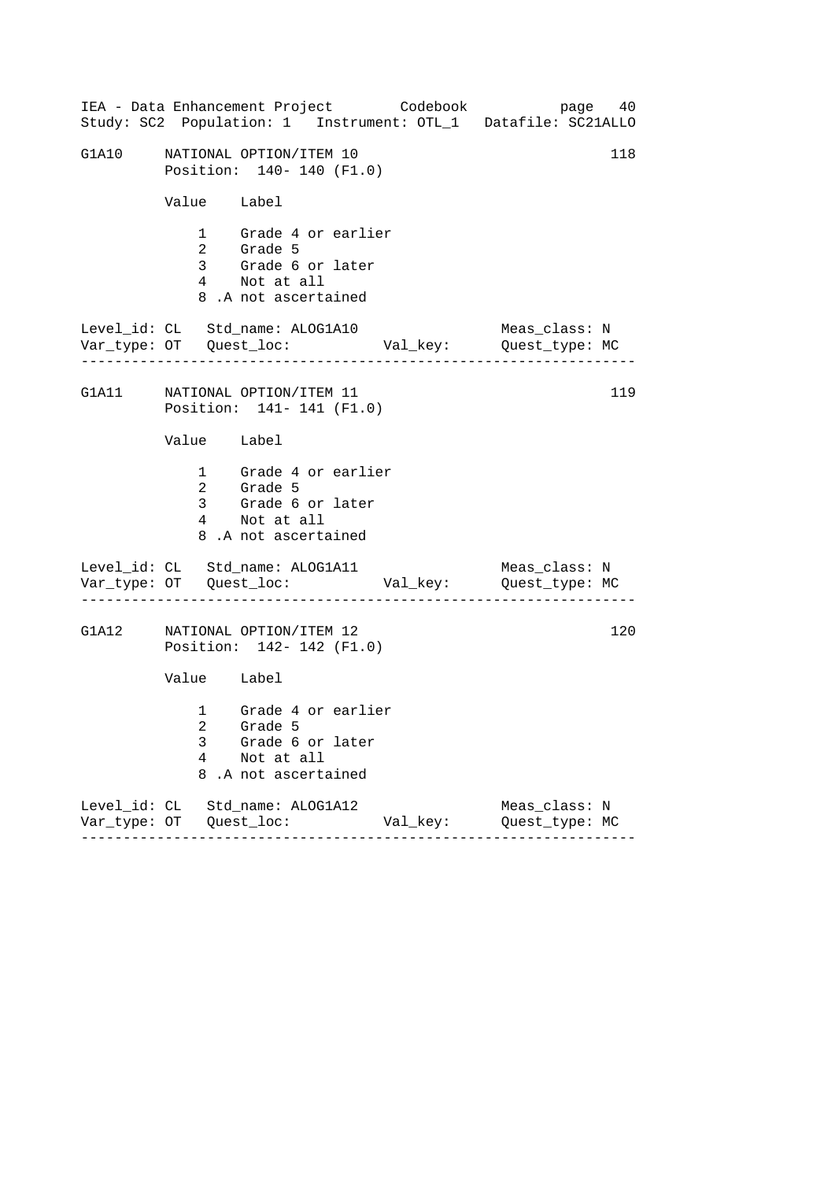G1A10 NATIONAL OPTION/ITEM 10 118
Position: 140- 140 (F1.0)

| Value | Label |
|---|---|
| 1 | Grade 4 or earlier |
| 2 | Grade 5 |
| 3 | Grade 6 or later |
| 4 | Not at all |
| 8 | .A not ascertained |

Level_id: CL   Std_name: ALOG1A10   Meas_class: N
Var_type: OT   Quest_loc:   Val_key:   Quest_type: MC

---

G1A11 NATIONAL OPTION/ITEM 11 119
Position: 141- 141 (F1.0)

| Value | Label |
|---|---|
| 1 | Grade 4 or earlier |
| 2 | Grade 5 |
| 3 | Grade 6 or later |
| 4 | Not at all |
| 8 | .A not ascertained |

Level_id: CL   Std_name: ALOG1A11   Meas_class: N
Var_type: OT   Quest_loc:   Val_key:   Quest_type: MC

---

G1A12 NATIONAL OPTION/ITEM 12 120
Position: 142- 142 (F1.0)

| Value | Label |
|---|---|
| 1 | Grade 4 or earlier |
| 2 | Grade 5 |
| 3 | Grade 6 or later |
| 4 | Not at all |
| 8 | .A not ascertained |

Level_id: CL   Std_name: ALOG1A12   Meas_class: N
Var_type: OT   Quest_loc:   Val_key:   Quest_type: MC

---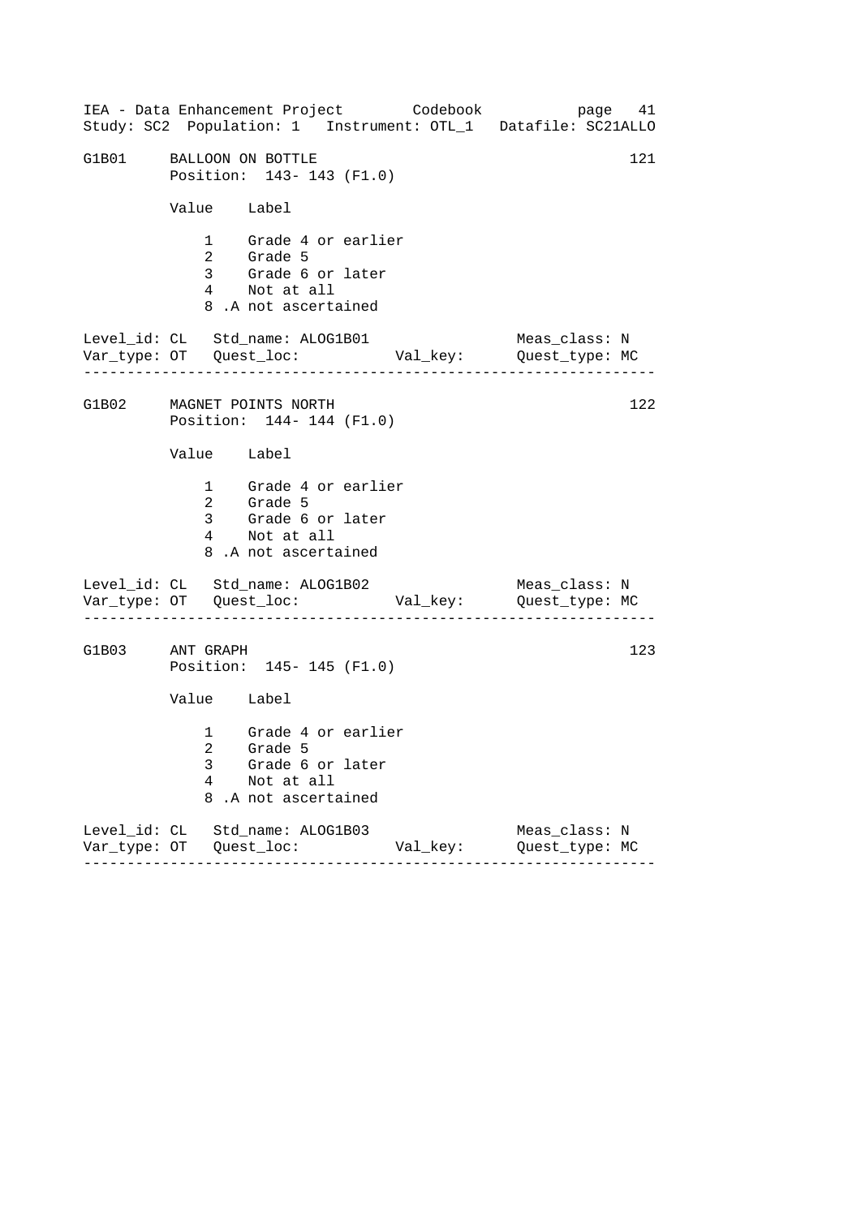G1B01 BALLOON ON BOTTLE 121
Position: 143- 143 (F1.0)

| Value | Label |
|---|---|
| 1 | Grade 4 or earlier |
| 2 | Grade 5 |
| 3 | Grade 6 or later |
| 4 | Not at all |
| 8 | .A not ascertained |

Level_id: CL Std_name: ALOG1B01 Meas_class: N
Var_type: OT Quest_loc: Val_key: Quest_type: MC

---

G1B02 MAGNET POINTS NORTH 122
Position: 144- 144 (F1.0)

| Value | Label |
|---|---|
| 1 | Grade 4 or earlier |
| 2 | Grade 5 |
| 3 | Grade 6 or later |
| 4 | Not at all |
| 8 | .A not ascertained |

Level_id: CL Std_name: ALOG1B02 Meas_class: N
Var_type: OT Quest_loc: Val_key: Quest_type: MC

---

G1B03 ANT GRAPH 123
Position: 145- 145 (F1.0)

| Value | Label |
|---|---|
| 1 | Grade 4 or earlier |
| 2 | Grade 5 |
| 3 | Grade 6 or later |
| 4 | Not at all |
| 8 | .A not ascertained |

Level_id: CL Std_name: ALOG1B03 Meas_class: N
Var_type: OT Quest_loc: Val_key: Quest_type: MC

---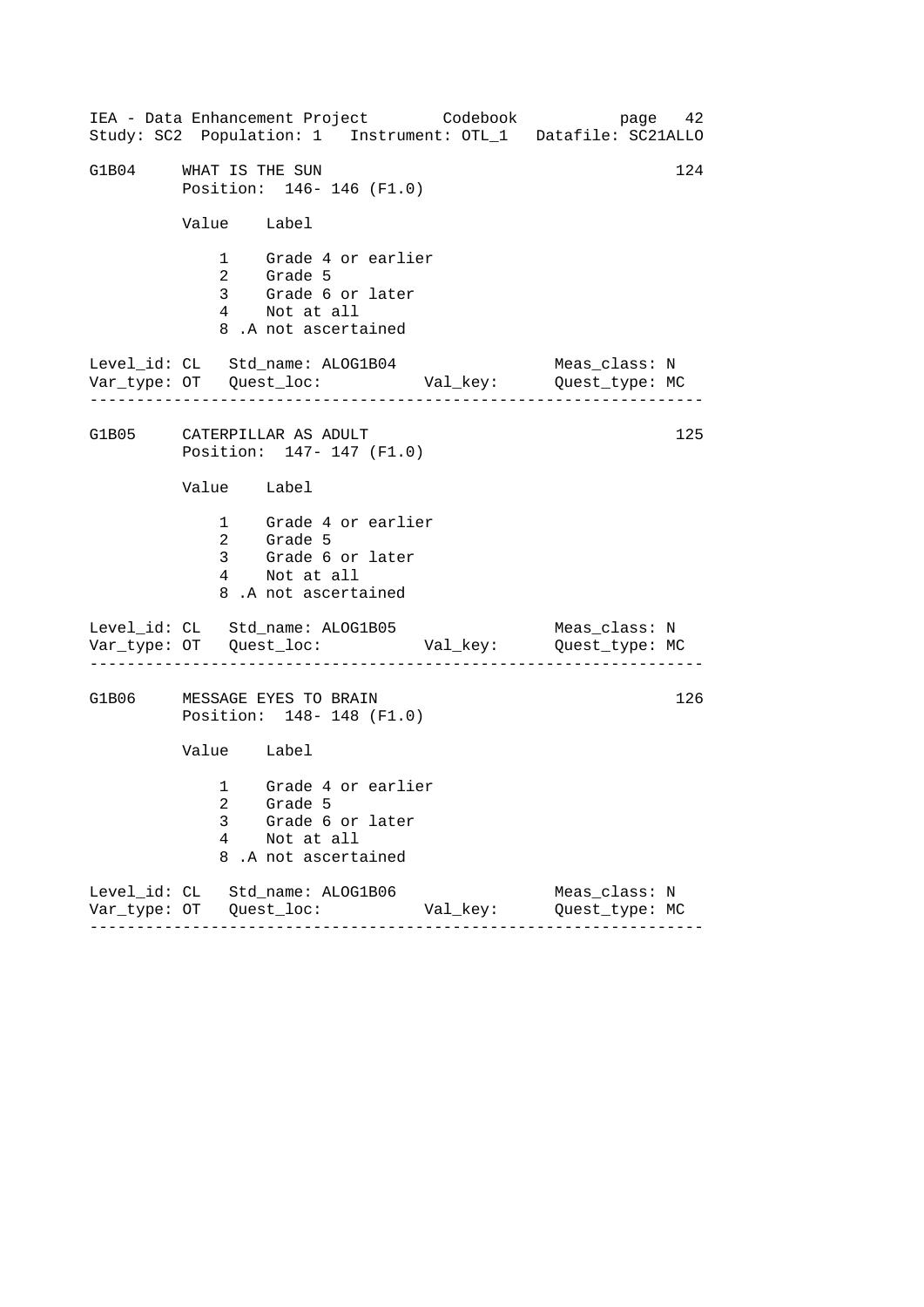```
G1B04     WHAT IS THE SUN                                          124
          Position:  146- 146 (F1.0)

          Value    Label

              1    Grade 4 or earlier
              2    Grade 5
              3    Grade 6 or later
              4    Not at all
              8 .A not ascertained

Level_id: CL   Std_name: ALOG1B04                  Meas_class: N
Var_type: OT   Quest_loc:           Val_key:       Quest_type: MC
------------------------------------------------------------------

G1B05     CATERPILLAR AS ADULT                                     125
          Position:  147- 147 (F1.0)

          Value    Label

              1    Grade 4 or earlier
              2    Grade 5
              3    Grade 6 or later
              4    Not at all
              8 .A not ascertained

Level_id: CL   Std_name: ALOG1B05                  Meas_class: N
Var_type: OT   Quest_loc:           Val_key:       Quest_type: MC
------------------------------------------------------------------

G1B06     MESSAGE EYES TO BRAIN                                    126
          Position:  148- 148 (F1.0)

          Value    Label

              1    Grade 4 or earlier
              2    Grade 5
              3    Grade 6 or later
              4    Not at all
              8 .A not ascertained

Level_id: CL   Std_name: ALOG1B06                  Meas_class: N
Var_type: OT   Quest_loc:           Val_key:       Quest_type: MC
------------------------------------------------------------------
```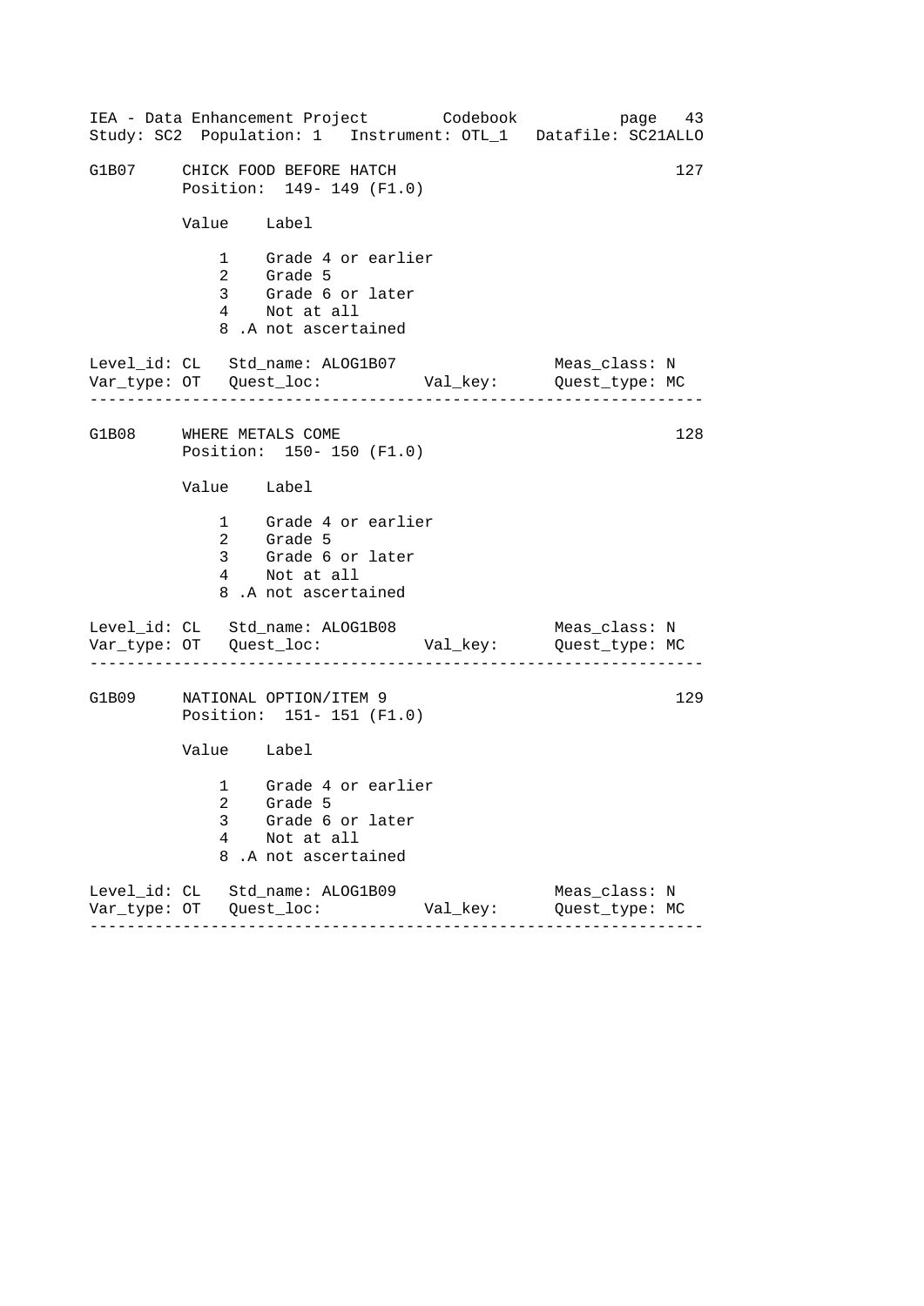IEA - Data Enhancement Project Codebook page 43
Study: SC2 Population: 1 Instrument: OTL_1 Datafile: SC21ALLO

```
G1B07    CHICK FOOD BEFORE HATCH                                      127
         Position:  149- 149 (F1.0)

         Value    Label

             1    Grade 4 or earlier
             2    Grade 5
             3    Grade 6 or later
             4    Not at all
             8 .A not ascertained

Level_id: CL   Std_name: ALOG1B07                     Meas_class: N
Var_type: OT   Quest_loc:            Val_key:         Quest_type: MC
--------------------------------------------------------------------

G1B08    WHERE METALS COME                                            128
         Position:  150- 150 (F1.0)

         Value    Label

             1    Grade 4 or earlier
             2    Grade 5
             3    Grade 6 or later
             4    Not at all
             8 .A not ascertained

Level_id: CL   Std_name: ALOG1B08                     Meas_class: N
Var_type: OT   Quest_loc:            Val_key:         Quest_type: MC
--------------------------------------------------------------------

G1B09    NATIONAL OPTION/ITEM 9                                       129
         Position:  151- 151 (F1.0)

         Value    Label

             1    Grade 4 or earlier
             2    Grade 5
             3    Grade 6 or later
             4    Not at all
             8 .A not ascertained

Level_id: CL   Std_name: ALOG1B09                     Meas_class: N
Var_type: OT   Quest_loc:            Val_key:         Quest_type: MC
--------------------------------------------------------------------
```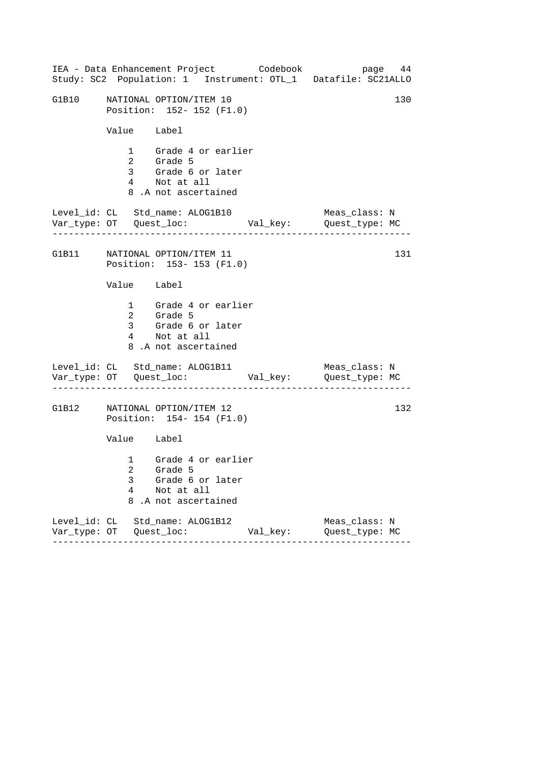G1B10     NATIONAL OPTION/ITEM 10                                          130
          Position:  152- 152 (F1.0)

| Value | Label |
|---|---|
| 1 | Grade 4 or earlier |
| 2 | Grade 5 |
| 3 | Grade 6 or later |
| 4 | Not at all |
| 8 | .A not ascertained |

Level_id: CL   Std_name: ALOG1B10                    Meas_class: N
Var_type: OT   Quest_loc:            Val_key:        Quest_type: MC

---

G1B11     NATIONAL OPTION/ITEM 11                                          131
          Position:  153- 153 (F1.0)

| Value | Label |
|---|---|
| 1 | Grade 4 or earlier |
| 2 | Grade 5 |
| 3 | Grade 6 or later |
| 4 | Not at all |
| 8 | .A not ascertained |

Level_id: CL   Std_name: ALOG1B11                    Meas_class: N
Var_type: OT   Quest_loc:            Val_key:        Quest_type: MC

---

G1B12     NATIONAL OPTION/ITEM 12                                          132
          Position:  154- 154 (F1.0)

| Value | Label |
|---|---|
| 1 | Grade 4 or earlier |
| 2 | Grade 5 |
| 3 | Grade 6 or later |
| 4 | Not at all |
| 8 | .A not ascertained |

Level_id: CL   Std_name: ALOG1B12                    Meas_class: N
Var_type: OT   Quest_loc:            Val_key:        Quest_type: MC

---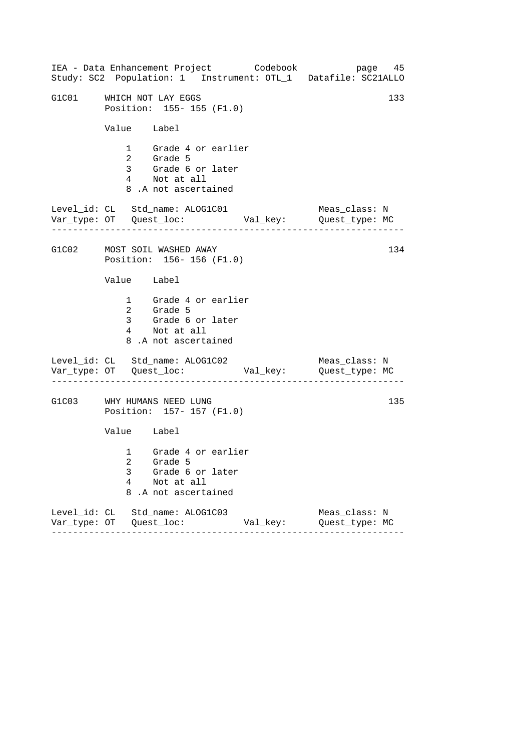G1C01 WHICH NOT LAY EGGS 133
Position: 155- 155 (F1.0)

| Value | Label |
|---|---|
| 1 | Grade 4 or earlier |
| 2 | Grade 5 |
| 3 | Grade 6 or later |
| 4 | Not at all |
| 8 | .A not ascertained |

Level_id: CL Std_name: ALOG1C01 Meas_class: N
Var_type: OT Quest_loc: Val_key: Quest_type: MC

---

G1C02 MOST SOIL WASHED AWAY 134
Position: 156- 156 (F1.0)

| Value | Label |
|---|---|
| 1 | Grade 4 or earlier |
| 2 | Grade 5 |
| 3 | Grade 6 or later |
| 4 | Not at all |
| 8 | .A not ascertained |

Level_id: CL Std_name: ALOG1C02 Meas_class: N
Var_type: OT Quest_loc: Val_key: Quest_type: MC

---

G1C03 WHY HUMANS NEED LUNG 135
Position: 157- 157 (F1.0)

| Value | Label |
|---|---|
| 1 | Grade 4 or earlier |
| 2 | Grade 5 |
| 3 | Grade 6 or later |
| 4 | Not at all |
| 8 | .A not ascertained |

Level_id: CL Std_name: ALOG1C03 Meas_class: N
Var_type: OT Quest_loc: Val_key: Quest_type: MC

---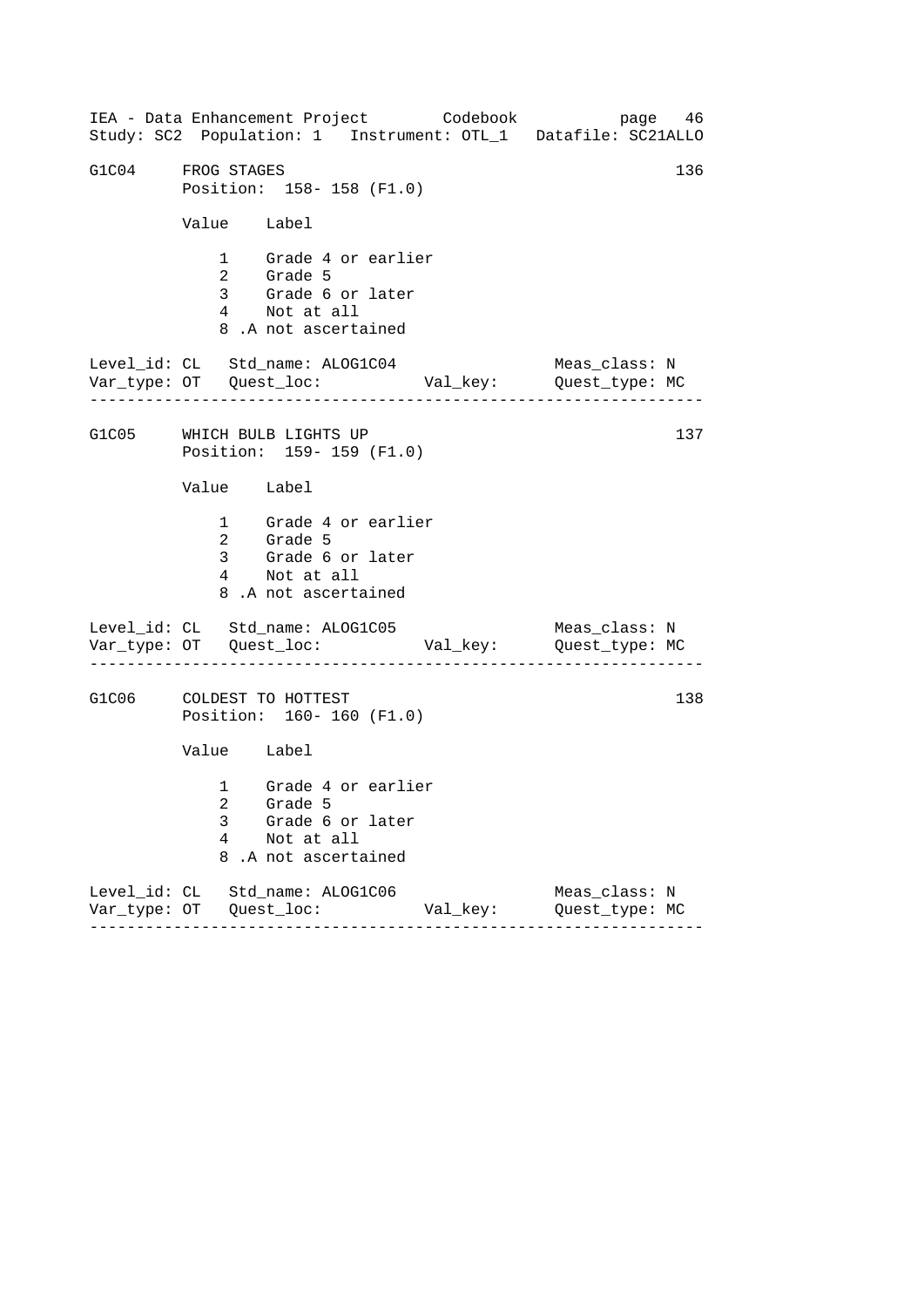## G1C04 FROG STAGES 136

Position: 158- 158 (F1.0)

| Value | Label |
|---|---|
| 1 | Grade 4 or earlier |
| 2 | Grade 5 |
| 3 | Grade 6 or later |
| 4 | Not at all |
| 8 | .A not ascertained |

Level_id: CL   Std_name: ALOG1C04   Meas_class: N
Var_type: OT   Quest_loc:   Val_key:   Quest_type: MC

---

## G1C05 WHICH BULB LIGHTS UP 137

Position: 159- 159 (F1.0)

| Value | Label |
|---|---|
| 1 | Grade 4 or earlier |
| 2 | Grade 5 |
| 3 | Grade 6 or later |
| 4 | Not at all |
| 8 | .A not ascertained |

Level_id: CL   Std_name: ALOG1C05   Meas_class: N
Var_type: OT   Quest_loc:   Val_key:   Quest_type: MC

---

## G1C06 COLDEST TO HOTTEST 138

Position: 160- 160 (F1.0)

| Value | Label |
|---|---|
| 1 | Grade 4 or earlier |
| 2 | Grade 5 |
| 3 | Grade 6 or later |
| 4 | Not at all |
| 8 | .A not ascertained |

Level_id: CL   Std_name: ALOG1C06   Meas_class: N
Var_type: OT   Quest_loc:   Val_key:   Quest_type: MC

---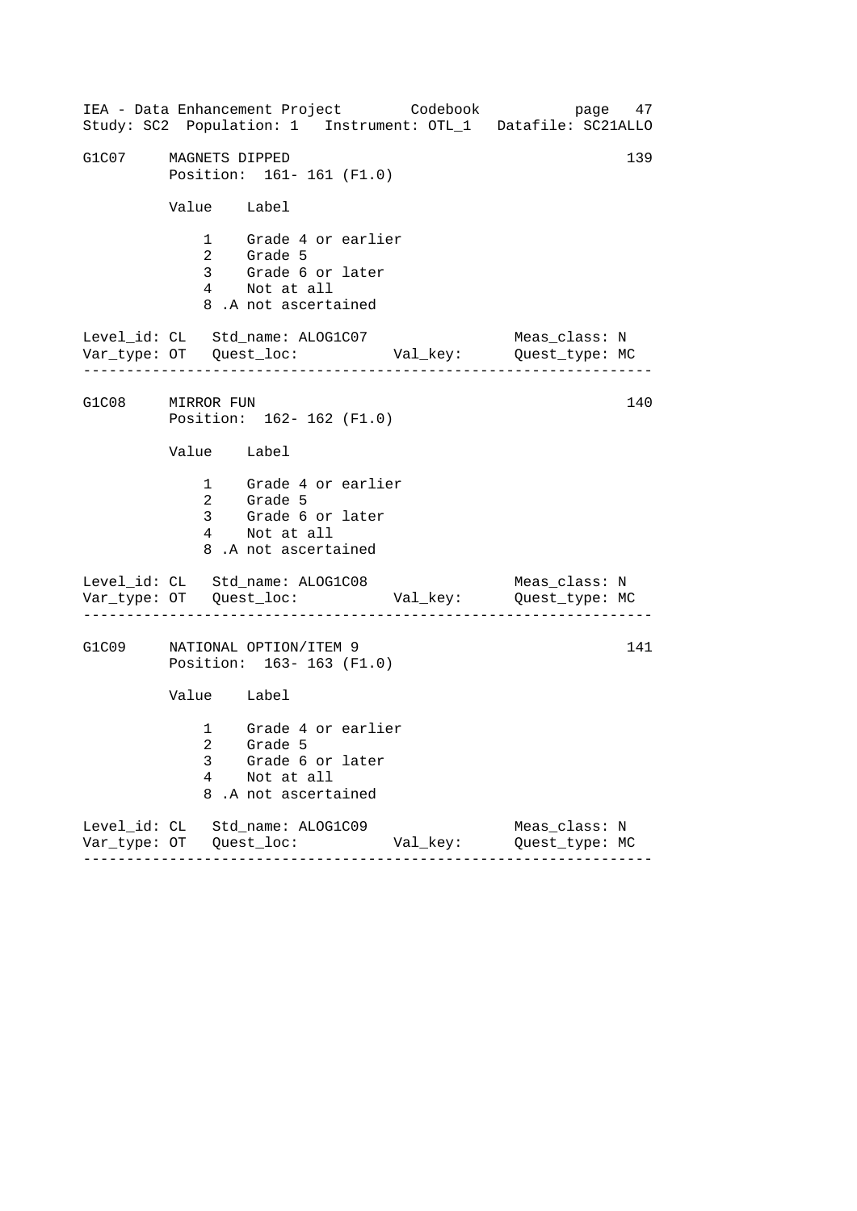G1C07 MAGNETS DIPPED 139
Position: 161- 161 (F1.0)

| Value | Label |
|---|---|
| 1 | Grade 4 or earlier |
| 2 | Grade 5 |
| 3 | Grade 6 or later |
| 4 | Not at all |
| 8 | .A not ascertained |

Level_id: CL   Std_name: ALOG1C07   Meas_class: N
Var_type: OT   Quest_loc:   Val_key:   Quest_type: MC

---

G1C08 MIRROR FUN 140
Position: 162- 162 (F1.0)

| Value | Label |
|---|---|
| 1 | Grade 4 or earlier |
| 2 | Grade 5 |
| 3 | Grade 6 or later |
| 4 | Not at all |
| 8 | .A not ascertained |

Level_id: CL   Std_name: ALOG1C08   Meas_class: N
Var_type: OT   Quest_loc:   Val_key:   Quest_type: MC

---

G1C09 NATIONAL OPTION/ITEM 9 141
Position: 163- 163 (F1.0)

| Value | Label |
|---|---|
| 1 | Grade 4 or earlier |
| 2 | Grade 5 |
| 3 | Grade 6 or later |
| 4 | Not at all |
| 8 | .A not ascertained |

Level_id: CL   Std_name: ALOG1C09   Meas_class: N
Var_type: OT   Quest_loc:   Val_key:   Quest_type: MC

---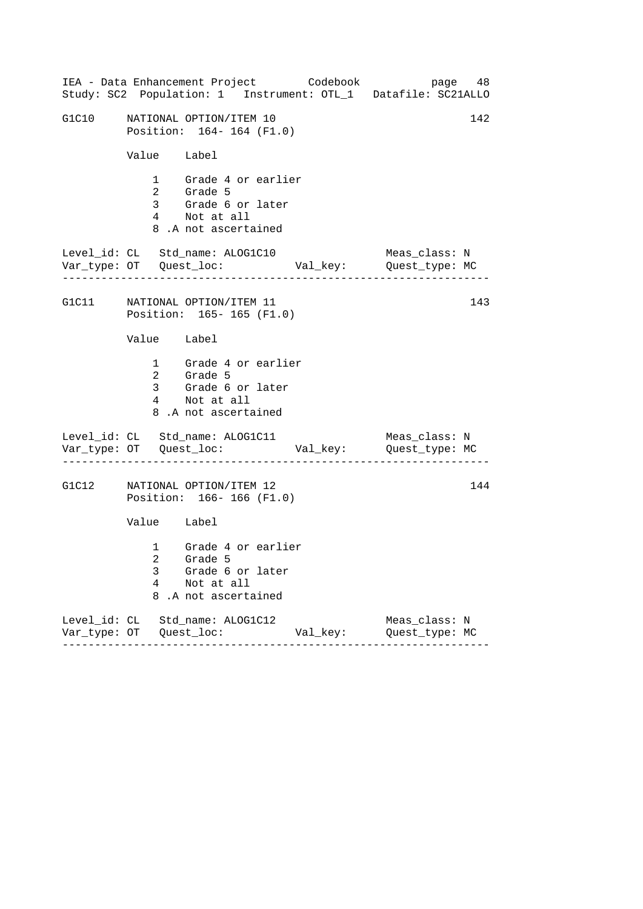G1C10 NATIONAL OPTION/ITEM 10 142
Position: 164- 164 (F1.0)

| Value | Label |
|---|---|
| 1 | Grade 4 or earlier |
| 2 | Grade 5 |
| 3 | Grade 6 or later |
| 4 | Not at all |
| 8 | .A not ascertained |

Level_id: CL Std_name: ALOG1C10 Meas_class: N
Var_type: OT Quest_loc: Val_key: Quest_type: MC

---

G1C11 NATIONAL OPTION/ITEM 11 143
Position: 165- 165 (F1.0)

| Value | Label |
|---|---|
| 1 | Grade 4 or earlier |
| 2 | Grade 5 |
| 3 | Grade 6 or later |
| 4 | Not at all |
| 8 | .A not ascertained |

Level_id: CL Std_name: ALOG1C11 Meas_class: N
Var_type: OT Quest_loc: Val_key: Quest_type: MC

---

G1C12 NATIONAL OPTION/ITEM 12 144
Position: 166- 166 (F1.0)

| Value | Label |
|---|---|
| 1 | Grade 4 or earlier |
| 2 | Grade 5 |
| 3 | Grade 6 or later |
| 4 | Not at all |
| 8 | .A not ascertained |

Level_id: CL Std_name: ALOG1C12 Meas_class: N
Var_type: OT Quest_loc: Val_key: Quest_type: MC

---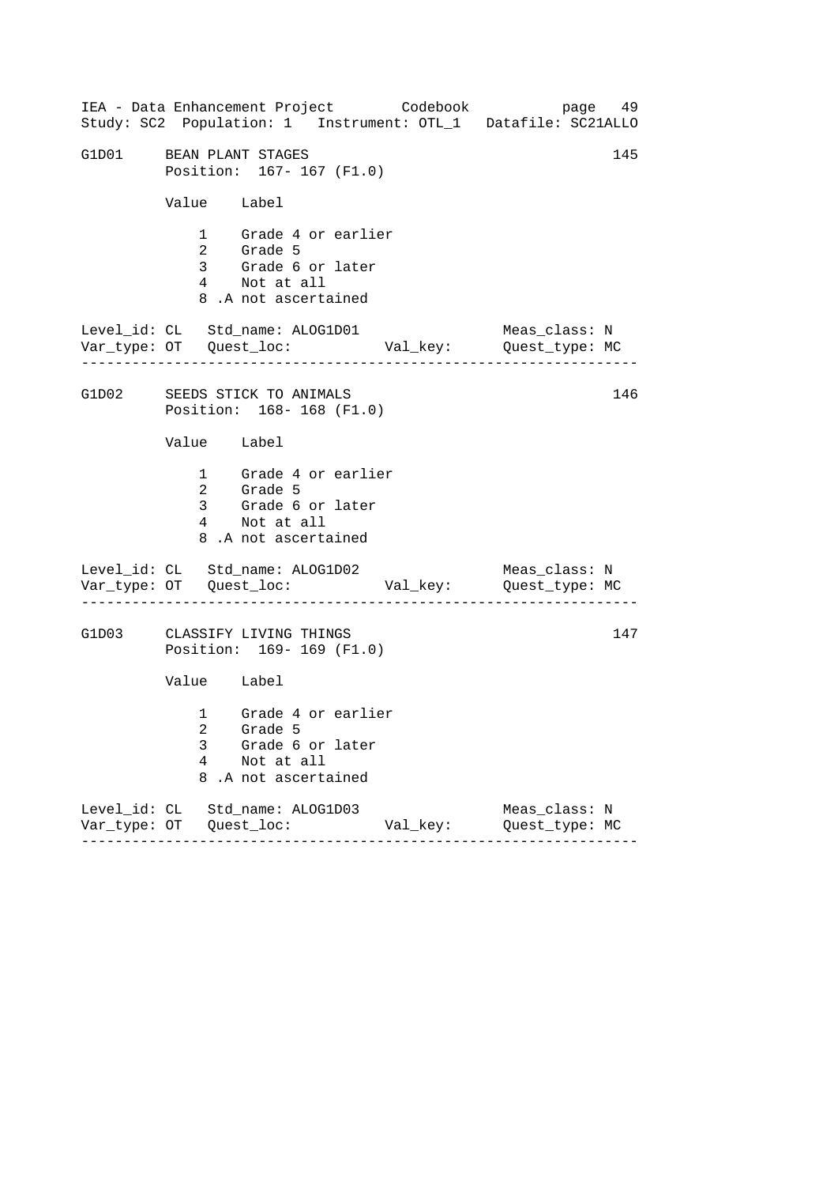```
IEA - Data Enhancement Project        Codebook           page  49
Study: SC2  Population: 1   Instrument: OTL_1  Datafile: SC21ALLO

G1D01     BEAN PLANT STAGES                                       145
          Position:  167- 167 (F1.0)

          Value    Label

              1    Grade 4 or earlier
              2    Grade 5
              3    Grade 6 or later
              4    Not at all
              8 .A not ascertained

Level_id: CL   Std_name: ALOG1D01                 Meas_class: N
Var_type: OT   Quest_loc:           Val_key:      Quest_type: MC
-----------------------------------------------------------------

G1D02     SEEDS STICK TO ANIMALS                                  146
          Position:  168- 168 (F1.0)

          Value    Label

              1    Grade 4 or earlier
              2    Grade 5
              3    Grade 6 or later
              4    Not at all
              8 .A not ascertained

Level_id: CL   Std_name: ALOG1D02                 Meas_class: N
Var_type: OT   Quest_loc:           Val_key:      Quest_type: MC
-----------------------------------------------------------------

G1D03     CLASSIFY LIVING THINGS                                  147
          Position:  169- 169 (F1.0)

          Value    Label

              1    Grade 4 or earlier
              2    Grade 5
              3    Grade 6 or later
              4    Not at all
              8 .A not ascertained

Level_id: CL   Std_name: ALOG1D03                 Meas_class: N
Var_type: OT   Quest_loc:           Val_key:      Quest_type: MC
-----------------------------------------------------------------
```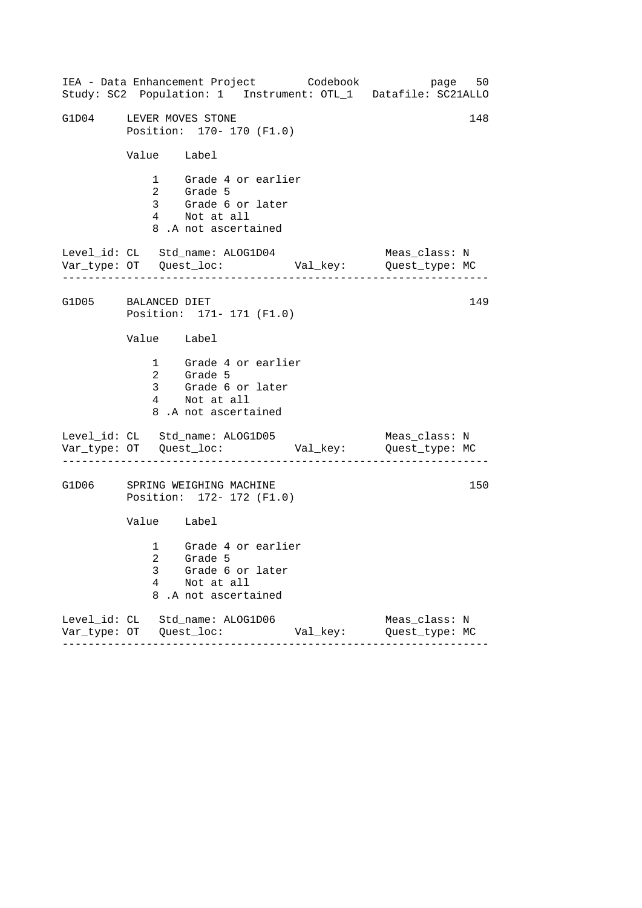```
G1D04    LEVER MOVES STONE                                       148
         Position:  170- 170 (F1.0)

         Value    Label

             1    Grade 4 or earlier
             2    Grade 5
             3    Grade 6 or later
             4    Not at all
             8 .A not ascertained

Level_id: CL   Std_name: ALOG1D04                Meas_class: N
Var_type: OT   Quest_loc:           Val_key:      Quest_type: MC
-----------------------------------------------------------------

G1D05    BALANCED DIET                                           149
         Position:  171- 171 (F1.0)

         Value    Label

             1    Grade 4 or earlier
             2    Grade 5
             3    Grade 6 or later
             4    Not at all
             8 .A not ascertained

Level_id: CL   Std_name: ALOG1D05                Meas_class: N
Var_type: OT   Quest_loc:           Val_key:      Quest_type: MC
-----------------------------------------------------------------

G1D06    SPRING WEIGHING MACHINE                                 150
         Position:  172- 172 (F1.0)

         Value    Label

             1    Grade 4 or earlier
             2    Grade 5
             3    Grade 6 or later
             4    Not at all
             8 .A not ascertained

Level_id: CL   Std_name: ALOG1D06                Meas_class: N
Var_type: OT   Quest_loc:           Val_key:      Quest_type: MC
-----------------------------------------------------------------
```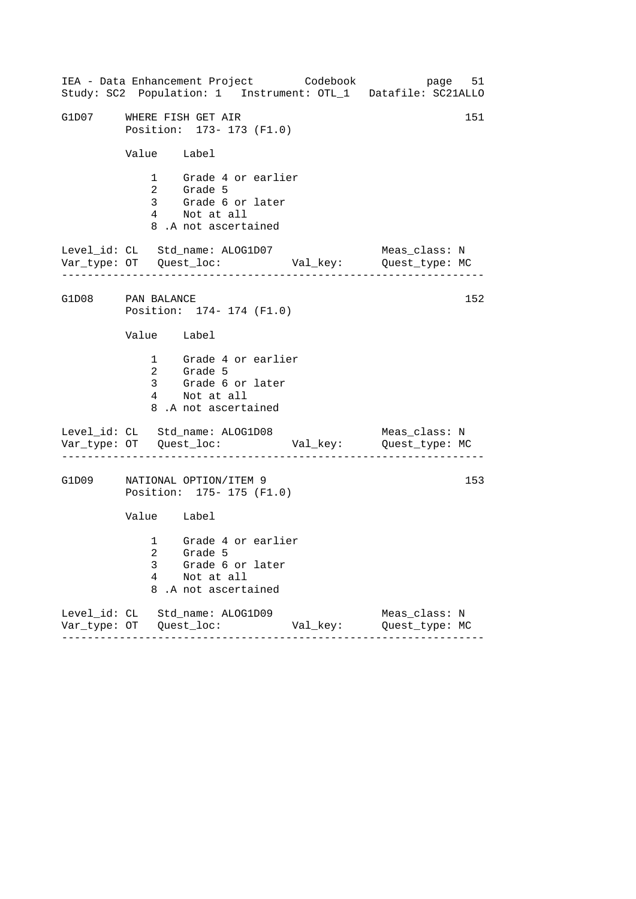```
G1D07     WHERE FISH GET AIR                                       151
          Position:  173- 173 (F1.0)

          Value    Label

              1    Grade 4 or earlier
              2    Grade 5
              3    Grade 6 or later
              4    Not at all
              8 .A not ascertained

Level_id: CL   Std_name: ALOG1D07                   Meas_class: N
Var_type: OT   Quest_loc:           Val_key:        Quest_type: MC
------------------------------------------------------------------

G1D08     PAN BALANCE                                              152
          Position:  174- 174 (F1.0)

          Value    Label

              1    Grade 4 or earlier
              2    Grade 5
              3    Grade 6 or later
              4    Not at all
              8 .A not ascertained

Level_id: CL   Std_name: ALOG1D08                   Meas_class: N
Var_type: OT   Quest_loc:           Val_key:        Quest_type: MC
------------------------------------------------------------------

G1D09     NATIONAL OPTION/ITEM 9                                   153
          Position:  175- 175 (F1.0)

          Value    Label

              1    Grade 4 or earlier
              2    Grade 5
              3    Grade 6 or later
              4    Not at all
              8 .A not ascertained

Level_id: CL   Std_name: ALOG1D09                   Meas_class: N
Var_type: OT   Quest_loc:           Val_key:        Quest_type: MC
------------------------------------------------------------------
```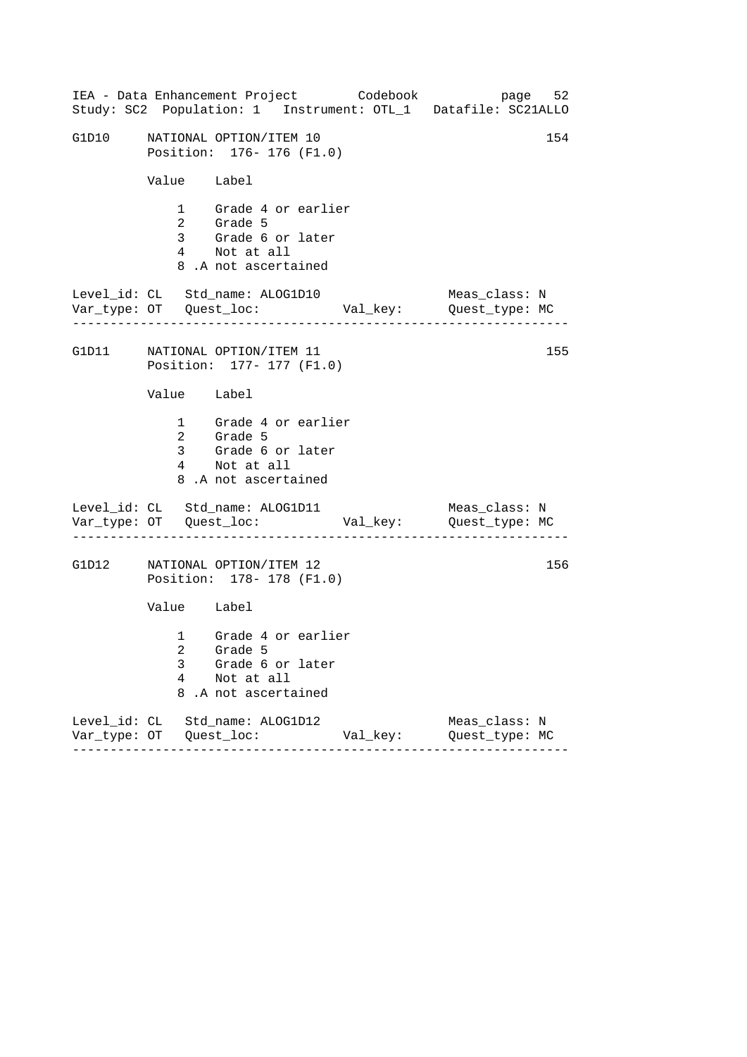```
G1D10     NATIONAL OPTION/ITEM 10                                    154
          Position:  176- 176 (F1.0)

          Value    Label

              1    Grade 4 or earlier
              2    Grade 5
              3    Grade 6 or later
              4    Not at all
              8 .A not ascertained

Level_id: CL   Std_name: ALOG1D10                  Meas_class: N
Var_type: OT   Quest_loc:           Val_key:       Quest_type: MC
--------------------------------------------------------------------

G1D11     NATIONAL OPTION/ITEM 11                                    155
          Position:  177- 177 (F1.0)

          Value    Label

              1    Grade 4 or earlier
              2    Grade 5
              3    Grade 6 or later
              4    Not at all
              8 .A not ascertained

Level_id: CL   Std_name: ALOG1D11                  Meas_class: N
Var_type: OT   Quest_loc:           Val_key:       Quest_type: MC
--------------------------------------------------------------------

G1D12     NATIONAL OPTION/ITEM 12                                    156
          Position:  178- 178 (F1.0)

          Value    Label

              1    Grade 4 or earlier
              2    Grade 5
              3    Grade 6 or later
              4    Not at all
              8 .A not ascertained

Level_id: CL   Std_name: ALOG1D12                  Meas_class: N
Var_type: OT   Quest_loc:           Val_key:       Quest_type: MC
--------------------------------------------------------------------
```